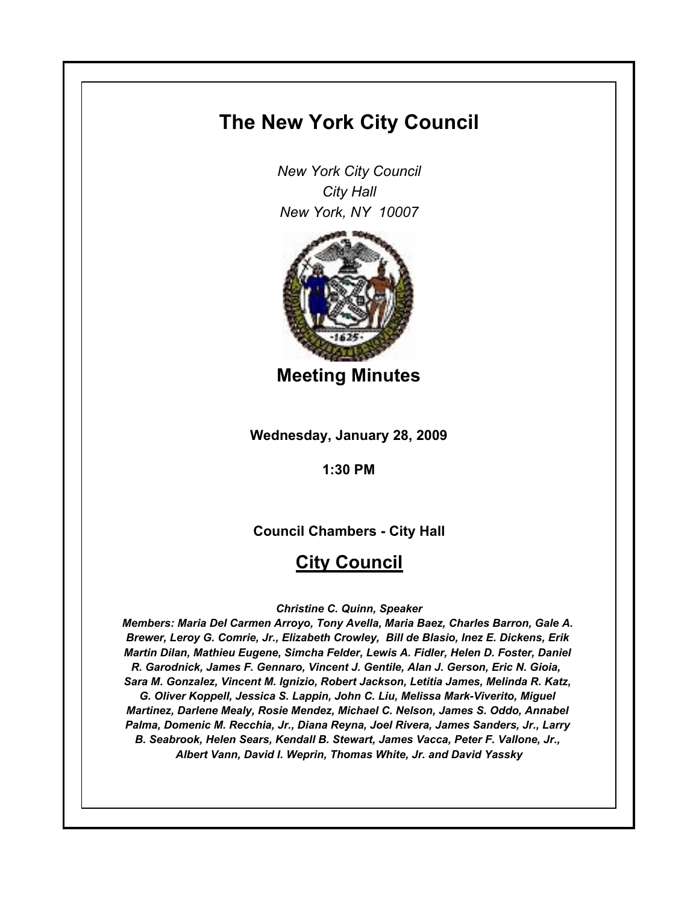# The New York City Council

*New York City Council*
*City Hall*
*New York, NY 10007*

## Meeting Minutes

**Wednesday, January 28, 2009**

**1:30 PM**

**Council Chambers - City Hall**

## City Council

***Christine C. Quinn, Speaker***

***Members: Maria Del Carmen Arroyo, Tony Avella, Maria Baez, Charles Barron, Gale A. Brewer, Leroy G. Comrie, Jr., Elizabeth Crowley, Bill de Blasio, Inez E. Dickens, Erik Martin Dilan, Mathieu Eugene, Simcha Felder, Lewis A. Fidler, Helen D. Foster, Daniel R. Garodnick, James F. Gennaro, Vincent J. Gentile, Alan J. Gerson, Eric N. Gioia, Sara M. Gonzalez, Vincent M. Ignizio, Robert Jackson, Letitia James, Melinda R. Katz, G. Oliver Koppell, Jessica S. Lappin, John C. Liu, Melissa Mark-Viverito, Miguel Martinez, Darlene Mealy, Rosie Mendez, Michael C. Nelson, James S. Oddo, Annabel Palma, Domenic M. Recchia, Jr., Diana Reyna, Joel Rivera, James Sanders, Jr., Larry B. Seabrook, Helen Sears, Kendall B. Stewart, James Vacca, Peter F. Vallone, Jr., Albert Vann, David I. Weprin, Thomas White, Jr. and David Yassky***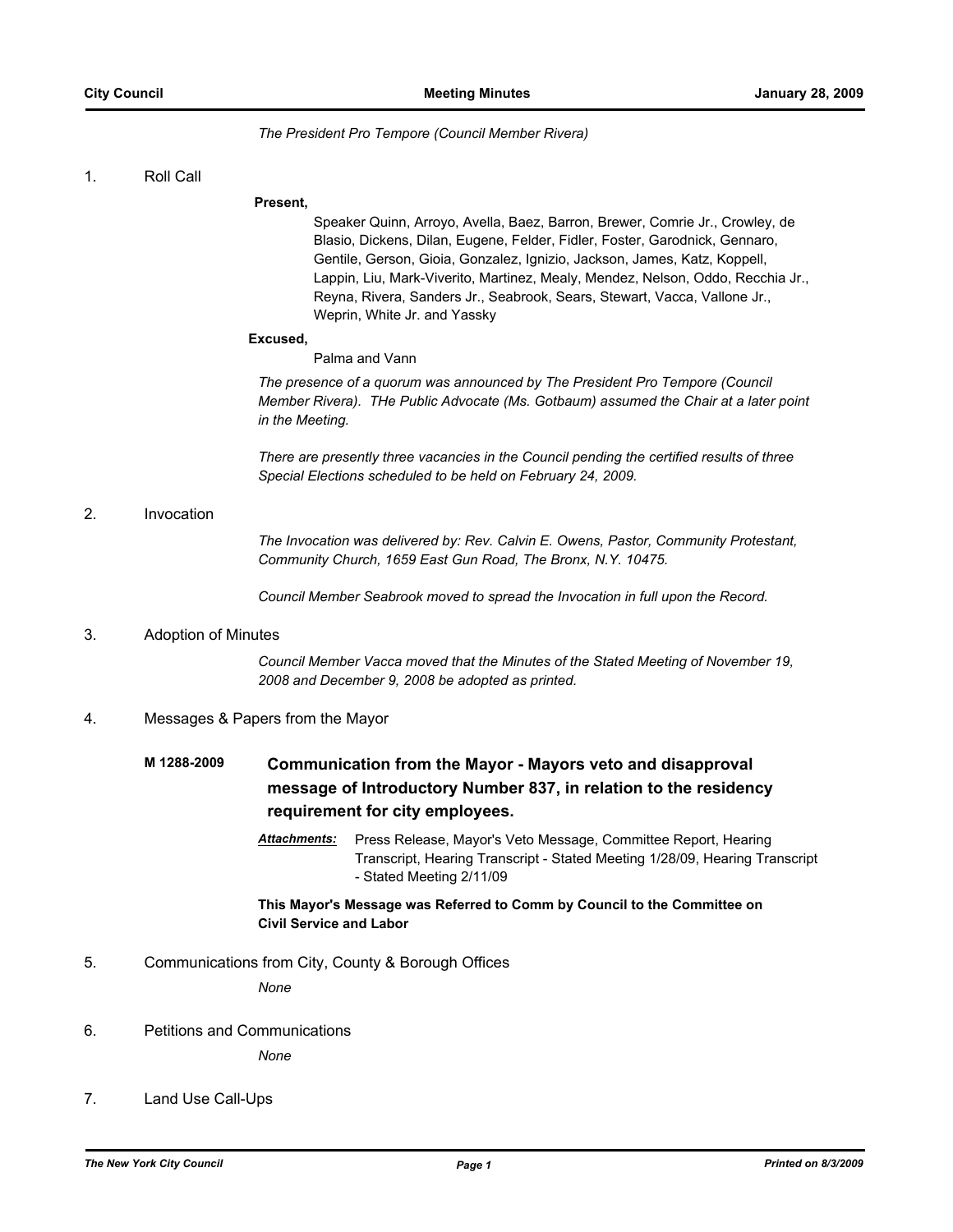*The President Pro Tempore (Council Member Rivera)*

1. Roll Call

**Present,**

Speaker Quinn, Arroyo, Avella, Baez, Barron, Brewer, Comrie Jr., Crowley, de Blasio, Dickens, Dilan, Eugene, Felder, Fidler, Foster, Garodnick, Gennaro, Gentile, Gerson, Gioia, Gonzalez, Ignizio, Jackson, James, Katz, Koppell, Lappin, Liu, Mark-Viverito, Martinez, Mealy, Mendez, Nelson, Oddo, Recchia Jr., Reyna, Rivera, Sanders Jr., Seabrook, Sears, Stewart, Vacca, Vallone Jr., Weprin, White Jr. and Yassky

**Excused,**

Palma and Vann

*The presence of a quorum was announced by The President Pro Tempore (Council Member Rivera). THe Public Advocate (Ms. Gotbaum) assumed the Chair at a later point in the Meeting.*

*There are presently three vacancies in the Council pending the certified results of three Special Elections scheduled to be held on February 24, 2009.*

2. Invocation

*The Invocation was delivered by: Rev. Calvin E. Owens, Pastor, Community Protestant, Community Church, 1659 East Gun Road, The Bronx, N.Y. 10475.*

*Council Member Seabrook moved to spread the Invocation in full upon the Record.*

3. Adoption of Minutes

*Council Member Vacca moved that the Minutes of the Stated Meeting of November 19, 2008 and December 9, 2008 be adopted as printed.*

4. Messages & Papers from the Mayor

**M 1288-2009** **Communication from the Mayor - Mayors veto and disapproval message of Introductory Number 837, in relation to the residency requirement for city employees.**

***Attachments:*** Press Release, Mayor's Veto Message, Committee Report, Hearing Transcript, Hearing Transcript - Stated Meeting 1/28/09, Hearing Transcript - Stated Meeting 2/11/09

**This Mayor's Message was Referred to Comm by Council to the Committee on Civil Service and Labor**

5. Communications from City, County & Borough Offices

*None*

6. Petitions and Communications

*None*

7. Land Use Call-Ups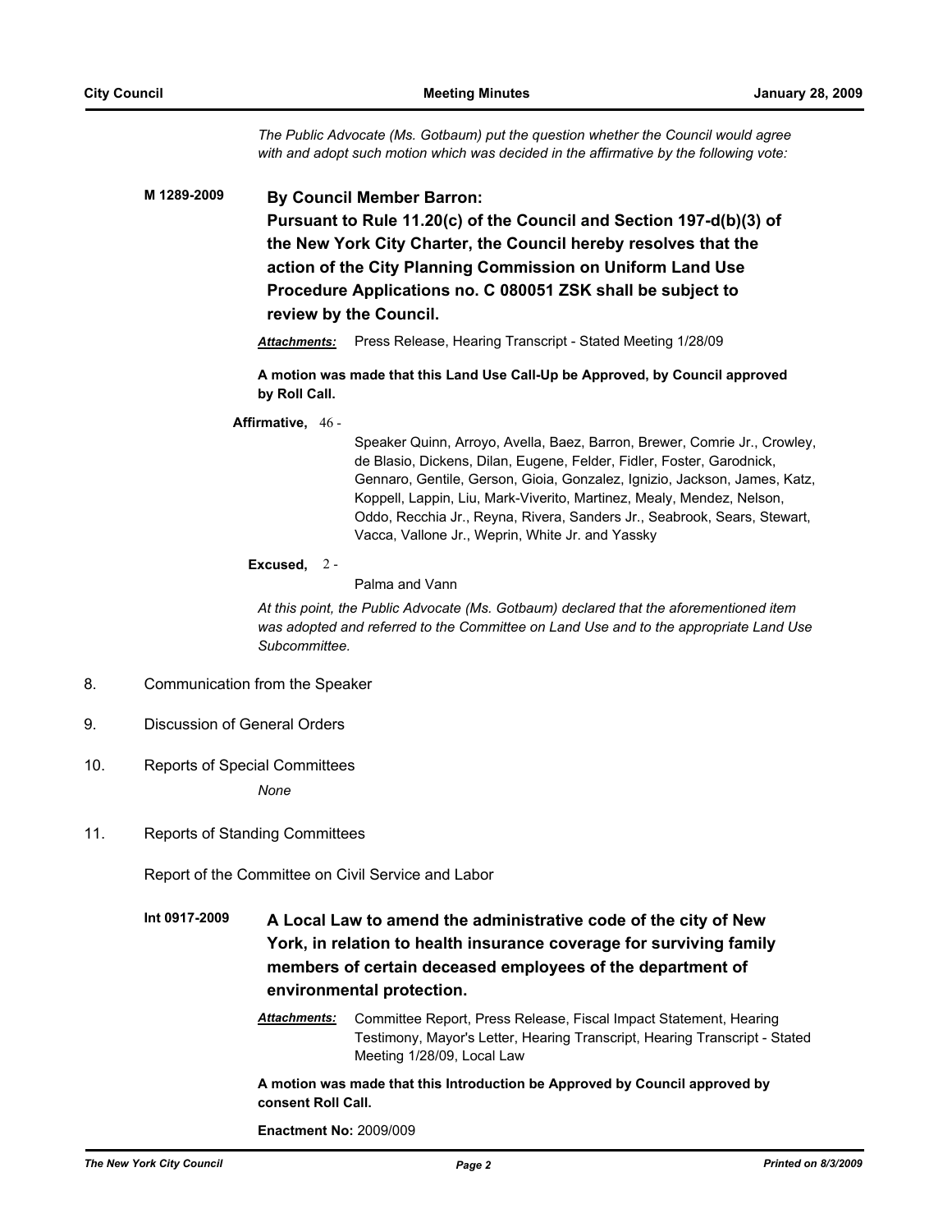*The Public Advocate (Ms. Gotbaum) put the question whether the Council would agree with and adopt such motion which was decided in the affirmative by the following vote:*

**M 1289-2009** **By Council Member Barron:**

**Pursuant to Rule 11.20(c) of the Council and Section 197-d(b)(3) of the New York City Charter, the Council hereby resolves that the action of the City Planning Commission on Uniform Land Use Procedure Applications no. C 080051 ZSK shall be subject to review by the Council.**

***Attachments:*** Press Release, Hearing Transcript - Stated Meeting 1/28/09

**A motion was made that this Land Use Call-Up be Approved, by Council approved by Roll Call.**

**Affirmative,** 46 - Speaker Quinn, Arroyo, Avella, Baez, Barron, Brewer, Comrie Jr., Crowley, de Blasio, Dickens, Dilan, Eugene, Felder, Fidler, Foster, Garodnick, Gennaro, Gentile, Gerson, Gioia, Gonzalez, Ignizio, Jackson, James, Katz, Koppell, Lappin, Liu, Mark-Viverito, Martinez, Mealy, Mendez, Nelson, Oddo, Recchia Jr., Reyna, Rivera, Sanders Jr., Seabrook, Sears, Stewart, Vacca, Vallone Jr., Weprin, White Jr. and Yassky

**Excused,** 2 - Palma and Vann

*At this point, the Public Advocate (Ms. Gotbaum) declared that the aforementioned item was adopted and referred to the Committee on Land Use and to the appropriate Land Use Subcommittee.*

8. Communication from the Speaker

9. Discussion of General Orders

10. Reports of Special Committees

    *None*

11. Reports of Standing Committees

Report of the Committee on Civil Service and Labor

**Int 0917-2009** **A Local Law to amend the administrative code of the city of New York, in relation to health insurance coverage for surviving family members of certain deceased employees of the department of environmental protection.**

***Attachments:*** Committee Report, Press Release, Fiscal Impact Statement, Hearing Testimony, Mayor's Letter, Hearing Transcript, Hearing Transcript - Stated Meeting 1/28/09, Local Law

**A motion was made that this Introduction be Approved by Council approved by consent Roll Call.**

**Enactment No:** 2009/009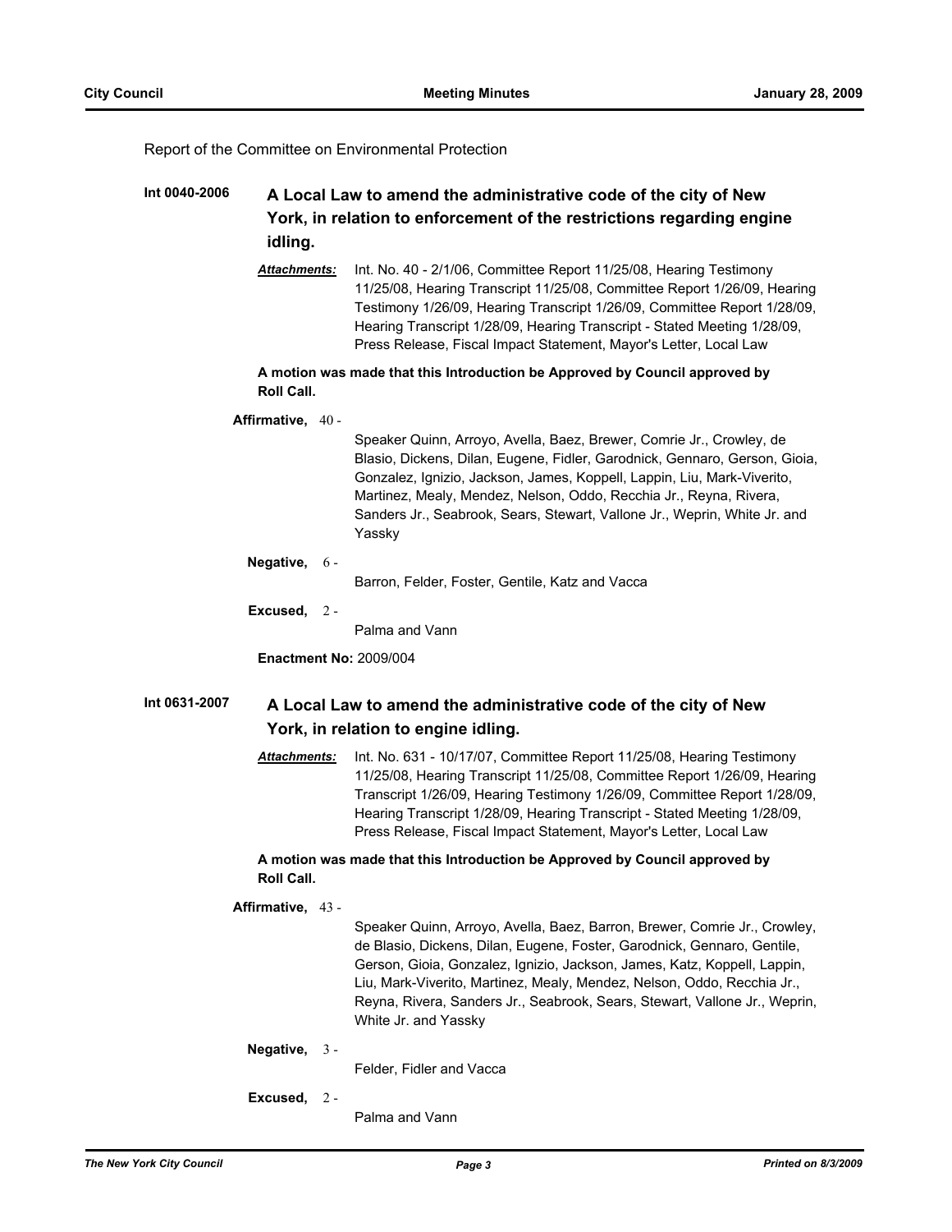Report of the Committee on Environmental Protection

**Int 0040-2006** **A Local Law to amend the administrative code of the city of New York, in relation to enforcement of the restrictions regarding engine idling.**

***Attachments:*** Int. No. 40 - 2/1/06, Committee Report 11/25/08, Hearing Testimony 11/25/08, Hearing Transcript 11/25/08, Committee Report 1/26/09, Hearing Testimony 1/26/09, Hearing Transcript 1/26/09, Committee Report 1/28/09, Hearing Transcript 1/28/09, Hearing Transcript - Stated Meeting 1/28/09, Press Release, Fiscal Impact Statement, Mayor's Letter, Local Law

**A motion was made that this Introduction be Approved by Council approved by Roll Call.**

**Affirmative,** 40 -

Speaker Quinn, Arroyo, Avella, Baez, Brewer, Comrie Jr., Crowley, de Blasio, Dickens, Dilan, Eugene, Fidler, Garodnick, Gennaro, Gerson, Gioia, Gonzalez, Ignizio, Jackson, James, Koppell, Lappin, Liu, Mark-Viverito, Martinez, Mealy, Mendez, Nelson, Oddo, Recchia Jr., Reyna, Rivera, Sanders Jr., Seabrook, Sears, Stewart, Vallone Jr., Weprin, White Jr. and Yassky

**Negative,** 6 -

Barron, Felder, Foster, Gentile, Katz and Vacca

**Excused,** 2 -

Palma and Vann

**Enactment No:** 2009/004

**Int 0631-2007** **A Local Law to amend the administrative code of the city of New York, in relation to engine idling.**

***Attachments:*** Int. No. 631 - 10/17/07, Committee Report 11/25/08, Hearing Testimony 11/25/08, Hearing Transcript 11/25/08, Committee Report 1/26/09, Hearing Transcript 1/26/09, Hearing Testimony 1/26/09, Committee Report 1/28/09, Hearing Transcript 1/28/09, Hearing Transcript - Stated Meeting 1/28/09, Press Release, Fiscal Impact Statement, Mayor's Letter, Local Law

**A motion was made that this Introduction be Approved by Council approved by Roll Call.**

**Affirmative,** 43 -

Speaker Quinn, Arroyo, Avella, Baez, Barron, Brewer, Comrie Jr., Crowley, de Blasio, Dickens, Dilan, Eugene, Foster, Garodnick, Gennaro, Gentile, Gerson, Gioia, Gonzalez, Ignizio, Jackson, James, Katz, Koppell, Lappin, Liu, Mark-Viverito, Martinez, Mealy, Mendez, Nelson, Oddo, Recchia Jr., Reyna, Rivera, Sanders Jr., Seabrook, Sears, Stewart, Vallone Jr., Weprin, White Jr. and Yassky

**Negative,** 3 -

Felder, Fidler and Vacca

**Excused,** 2 -

Palma and Vann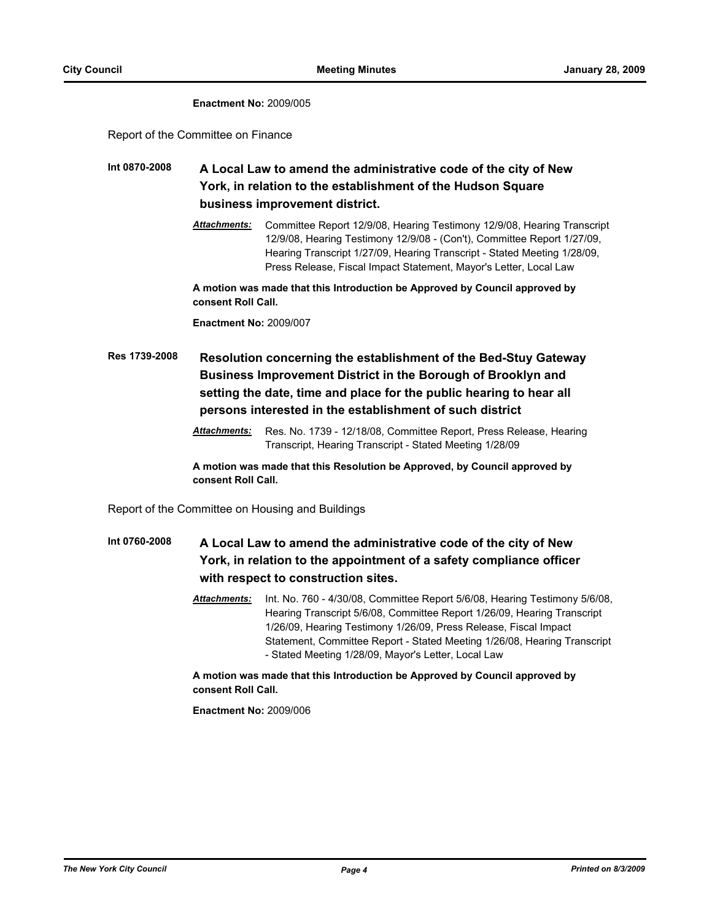**Enactment No:** 2009/005

Report of the Committee on Finance

**Int 0870-2008** **A Local Law to amend the administrative code of the city of New York, in relation to the establishment of the Hudson Square business improvement district.**

***Attachments:*** Committee Report 12/9/08, Hearing Testimony 12/9/08, Hearing Transcript 12/9/08, Hearing Testimony 12/9/08 - (Con't), Committee Report 1/27/09, Hearing Transcript 1/27/09, Hearing Transcript - Stated Meeting 1/28/09, Press Release, Fiscal Impact Statement, Mayor's Letter, Local Law

**A motion was made that this Introduction be Approved by Council approved by consent Roll Call.**

**Enactment No:** 2009/007

**Res 1739-2008** **Resolution concerning the establishment of the Bed-Stuy Gateway Business Improvement District in the Borough of Brooklyn and setting the date, time and place for the public hearing to hear all persons interested in the establishment of such district**

***Attachments:*** Res. No. 1739 - 12/18/08, Committee Report, Press Release, Hearing Transcript, Hearing Transcript - Stated Meeting 1/28/09

**A motion was made that this Resolution be Approved, by Council approved by consent Roll Call.**

Report of the Committee on Housing and Buildings

**Int 0760-2008** **A Local Law to amend the administrative code of the city of New York, in relation to the appointment of a safety compliance officer with respect to construction sites.**

***Attachments:*** Int. No. 760 - 4/30/08, Committee Report 5/6/08, Hearing Testimony 5/6/08, Hearing Transcript 5/6/08, Committee Report 1/26/09, Hearing Transcript 1/26/09, Hearing Testimony 1/26/09, Press Release, Fiscal Impact Statement, Committee Report - Stated Meeting 1/26/08, Hearing Transcript - Stated Meeting 1/28/09, Mayor's Letter, Local Law

**A motion was made that this Introduction be Approved by Council approved by consent Roll Call.**

**Enactment No:** 2009/006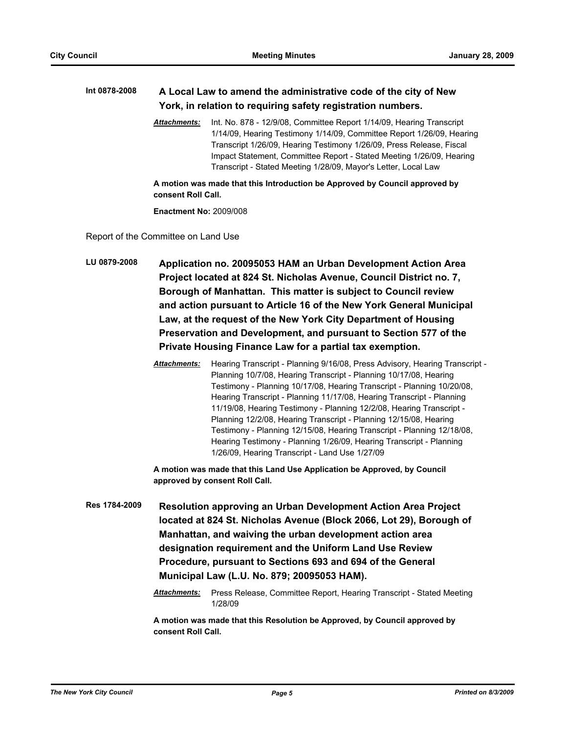**Int 0878-2008** **A Local Law to amend the administrative code of the city of New York, in relation to requiring safety registration numbers.**

***Attachments:*** Int. No. 878 - 12/9/08, Committee Report 1/14/09, Hearing Transcript 1/14/09, Hearing Testimony 1/14/09, Committee Report 1/26/09, Hearing Transcript 1/26/09, Hearing Testimony 1/26/09, Press Release, Fiscal Impact Statement, Committee Report - Stated Meeting 1/26/09, Hearing Transcript - Stated Meeting 1/28/09, Mayor's Letter, Local Law

**A motion was made that this Introduction be Approved by Council approved by consent Roll Call.**

**Enactment No:** 2009/008

Report of the Committee on Land Use

**LU 0879-2008** **Application no. 20095053 HAM an Urban Development Action Area Project located at 824 St. Nicholas Avenue, Council District no. 7, Borough of Manhattan. This matter is subject to Council review and action pursuant to Article 16 of the New York General Municipal Law, at the request of the New York City Department of Housing Preservation and Development, and pursuant to Section 577 of the Private Housing Finance Law for a partial tax exemption.**

***Attachments:*** Hearing Transcript - Planning 9/16/08, Press Advisory, Hearing Transcript - Planning 10/7/08, Hearing Transcript - Planning 10/17/08, Hearing Testimony - Planning 10/17/08, Hearing Transcript - Planning 10/20/08, Hearing Transcript - Planning 11/17/08, Hearing Transcript - Planning 11/19/08, Hearing Testimony - Planning 12/2/08, Hearing Transcript - Planning 12/2/08, Hearing Transcript - Planning 12/15/08, Hearing Testimony - Planning 12/15/08, Hearing Transcript - Planning 12/18/08, Hearing Testimony - Planning 1/26/09, Hearing Transcript - Planning 1/26/09, Hearing Transcript - Land Use 1/27/09

**A motion was made that this Land Use Application be Approved, by Council approved by consent Roll Call.**

**Res 1784-2009** **Resolution approving an Urban Development Action Area Project located at 824 St. Nicholas Avenue (Block 2066, Lot 29), Borough of Manhattan, and waiving the urban development action area designation requirement and the Uniform Land Use Review Procedure, pursuant to Sections 693 and 694 of the General Municipal Law (L.U. No. 879; 20095053 HAM).**

***Attachments:*** Press Release, Committee Report, Hearing Transcript - Stated Meeting 1/28/09

**A motion was made that this Resolution be Approved, by Council approved by consent Roll Call.**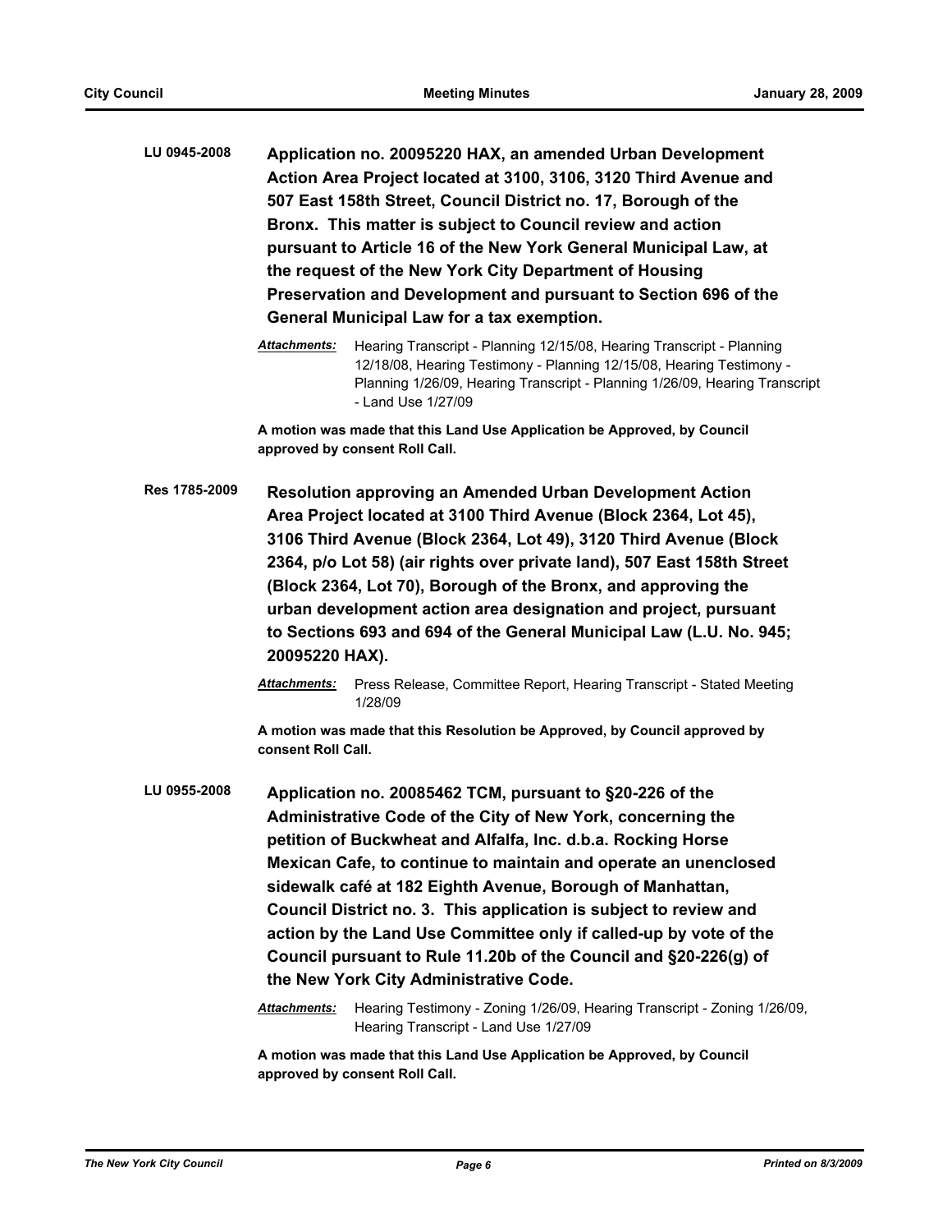**LU 0945-2008** **Application no. 20095220 HAX, an amended Urban Development Action Area Project located at 3100, 3106, 3120 Third Avenue and 507 East 158th Street, Council District no. 17, Borough of the Bronx. This matter is subject to Council review and action pursuant to Article 16 of the New York General Municipal Law, at the request of the New York City Department of Housing Preservation and Development and pursuant to Section 696 of the General Municipal Law for a tax exemption.**

*Attachments:* Hearing Transcript - Planning 12/15/08, Hearing Transcript - Planning 12/18/08, Hearing Testimony - Planning 12/15/08, Hearing Testimony - Planning 1/26/09, Hearing Transcript - Planning 1/26/09, Hearing Transcript - Land Use 1/27/09

**A motion was made that this Land Use Application be Approved, by Council approved by consent Roll Call.**

**Res 1785-2009** **Resolution approving an Amended Urban Development Action Area Project located at 3100 Third Avenue (Block 2364, Lot 45), 3106 Third Avenue (Block 2364, Lot 49), 3120 Third Avenue (Block 2364, p/o Lot 58) (air rights over private land), 507 East 158th Street (Block 2364, Lot 70), Borough of the Bronx, and approving the urban development action area designation and project, pursuant to Sections 693 and 694 of the General Municipal Law (L.U. No. 945; 20095220 HAX).**

*Attachments:* Press Release, Committee Report, Hearing Transcript - Stated Meeting 1/28/09

**A motion was made that this Resolution be Approved, by Council approved by consent Roll Call.**

**LU 0955-2008** **Application no. 20085462 TCM, pursuant to §20-226 of the Administrative Code of the City of New York, concerning the petition of Buckwheat and Alfalfa, Inc. d.b.a. Rocking Horse Mexican Cafe, to continue to maintain and operate an unenclosed sidewalk café at 182 Eighth Avenue, Borough of Manhattan, Council District no. 3. This application is subject to review and action by the Land Use Committee only if called-up by vote of the Council pursuant to Rule 11.20b of the Council and §20-226(g) of the New York City Administrative Code.**

*Attachments:* Hearing Testimony - Zoning 1/26/09, Hearing Transcript - Zoning 1/26/09, Hearing Transcript - Land Use 1/27/09

**A motion was made that this Land Use Application be Approved, by Council approved by consent Roll Call.**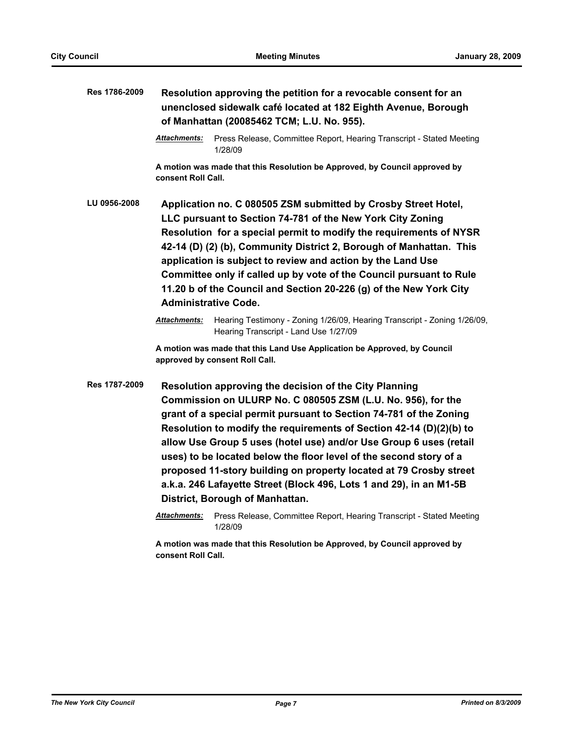**Res 1786-2009** **Resolution approving the petition for a revocable consent for an unenclosed sidewalk café located at 182 Eighth Avenue, Borough of Manhattan (20085462 TCM; L.U. No. 955).**

***Attachments:*** Press Release, Committee Report, Hearing Transcript - Stated Meeting 1/28/09

**A motion was made that this Resolution be Approved, by Council approved by consent Roll Call.**

**LU 0956-2008** **Application no. C 080505 ZSM submitted by Crosby Street Hotel, LLC pursuant to Section 74-781 of the New York City Zoning Resolution for a special permit to modify the requirements of NYSR 42-14 (D) (2) (b), Community District 2, Borough of Manhattan. This application is subject to review and action by the Land Use Committee only if called up by vote of the Council pursuant to Rule 11.20 b of the Council and Section 20-226 (g) of the New York City Administrative Code.**

***Attachments:*** Hearing Testimony - Zoning 1/26/09, Hearing Transcript - Zoning 1/26/09, Hearing Transcript - Land Use 1/27/09

**A motion was made that this Land Use Application be Approved, by Council approved by consent Roll Call.**

**Res 1787-2009** **Resolution approving the decision of the City Planning Commission on ULURP No. C 080505 ZSM (L.U. No. 956), for the grant of a special permit pursuant to Section 74-781 of the Zoning Resolution to modify the requirements of Section 42-14 (D)(2)(b) to allow Use Group 5 uses (hotel use) and/or Use Group 6 uses (retail uses) to be located below the floor level of the second story of a proposed 11-story building on property located at 79 Crosby street a.k.a. 246 Lafayette Street (Block 496, Lots 1 and 29), in an M1-5B District, Borough of Manhattan.**

***Attachments:*** Press Release, Committee Report, Hearing Transcript - Stated Meeting 1/28/09

**A motion was made that this Resolution be Approved, by Council approved by consent Roll Call.**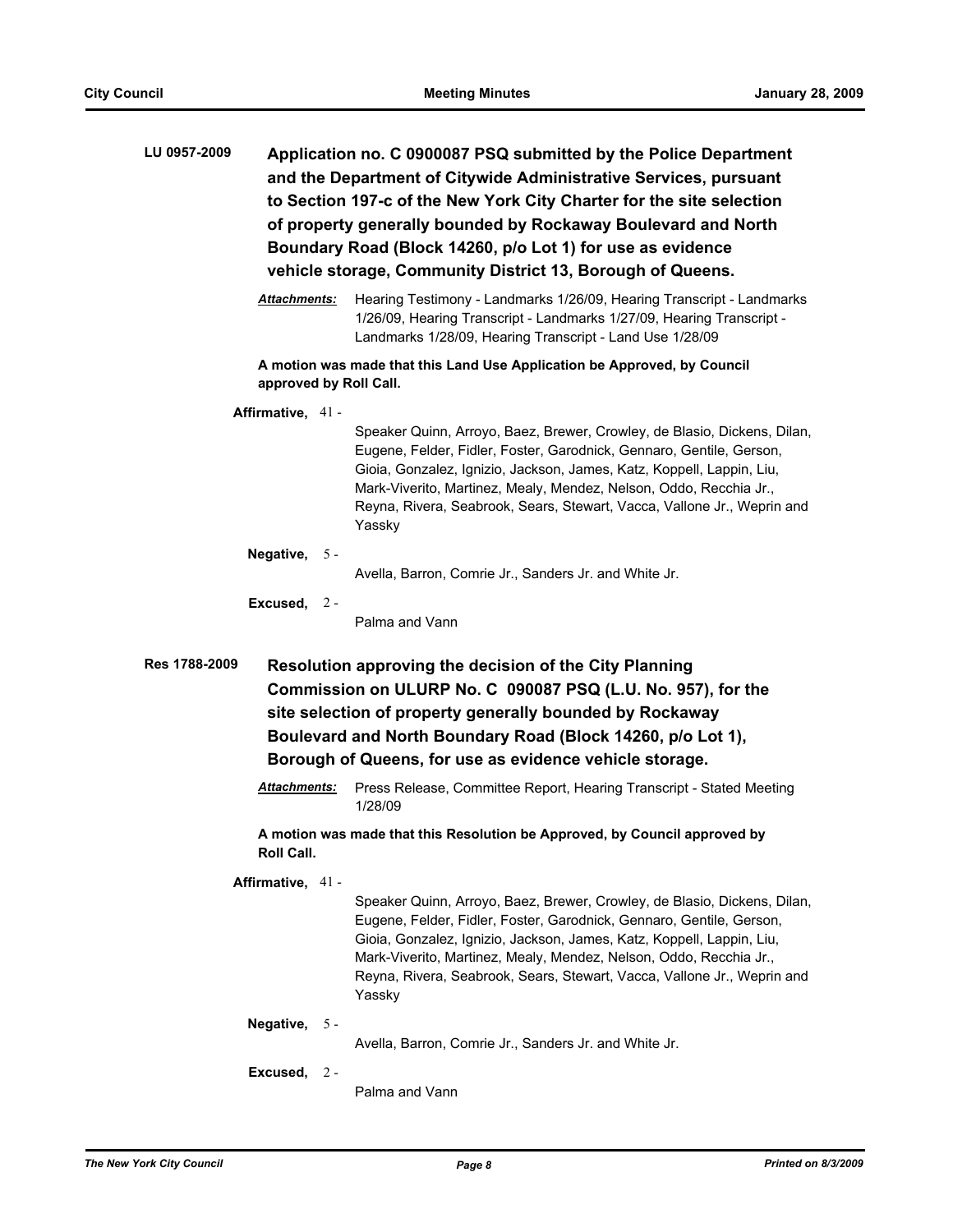**LU 0957-2009** **Application no. C 0900087 PSQ submitted by the Police Department and the Department of Citywide Administrative Services, pursuant to Section 197-c of the New York City Charter for the site selection of property generally bounded by Rockaway Boulevard and North Boundary Road (Block 14260, p/o Lot 1) for use as evidence vehicle storage, Community District 13, Borough of Queens.**

***Attachments:*** Hearing Testimony - Landmarks 1/26/09, Hearing Transcript - Landmarks 1/26/09, Hearing Transcript - Landmarks 1/27/09, Hearing Transcript - Landmarks 1/28/09, Hearing Transcript - Land Use 1/28/09

**A motion was made that this Land Use Application be Approved, by Council approved by Roll Call.**

**Affirmative,** 41 -

Speaker Quinn, Arroyo, Baez, Brewer, Crowley, de Blasio, Dickens, Dilan, Eugene, Felder, Fidler, Foster, Garodnick, Gennaro, Gentile, Gerson, Gioia, Gonzalez, Ignizio, Jackson, James, Katz, Koppell, Lappin, Liu, Mark-Viverito, Martinez, Mealy, Mendez, Nelson, Oddo, Recchia Jr., Reyna, Rivera, Seabrook, Sears, Stewart, Vacca, Vallone Jr., Weprin and Yassky

**Negative,** 5 -

Avella, Barron, Comrie Jr., Sanders Jr. and White Jr.

**Excused,** 2 -

Palma and Vann

**Res 1788-2009** **Resolution approving the decision of the City Planning Commission on ULURP No. C 090087 PSQ (L.U. No. 957), for the site selection of property generally bounded by Rockaway Boulevard and North Boundary Road (Block 14260, p/o Lot 1), Borough of Queens, for use as evidence vehicle storage.**

***Attachments:*** Press Release, Committee Report, Hearing Transcript - Stated Meeting 1/28/09

**A motion was made that this Resolution be Approved, by Council approved by Roll Call.**

**Affirmative,** 41 -

Speaker Quinn, Arroyo, Baez, Brewer, Crowley, de Blasio, Dickens, Dilan, Eugene, Felder, Fidler, Foster, Garodnick, Gennaro, Gentile, Gerson, Gioia, Gonzalez, Ignizio, Jackson, James, Katz, Koppell, Lappin, Liu, Mark-Viverito, Martinez, Mealy, Mendez, Nelson, Oddo, Recchia Jr., Reyna, Rivera, Seabrook, Sears, Stewart, Vacca, Vallone Jr., Weprin and Yassky

**Negative,** 5 -

Avella, Barron, Comrie Jr., Sanders Jr. and White Jr.

**Excused,** 2 -

Palma and Vann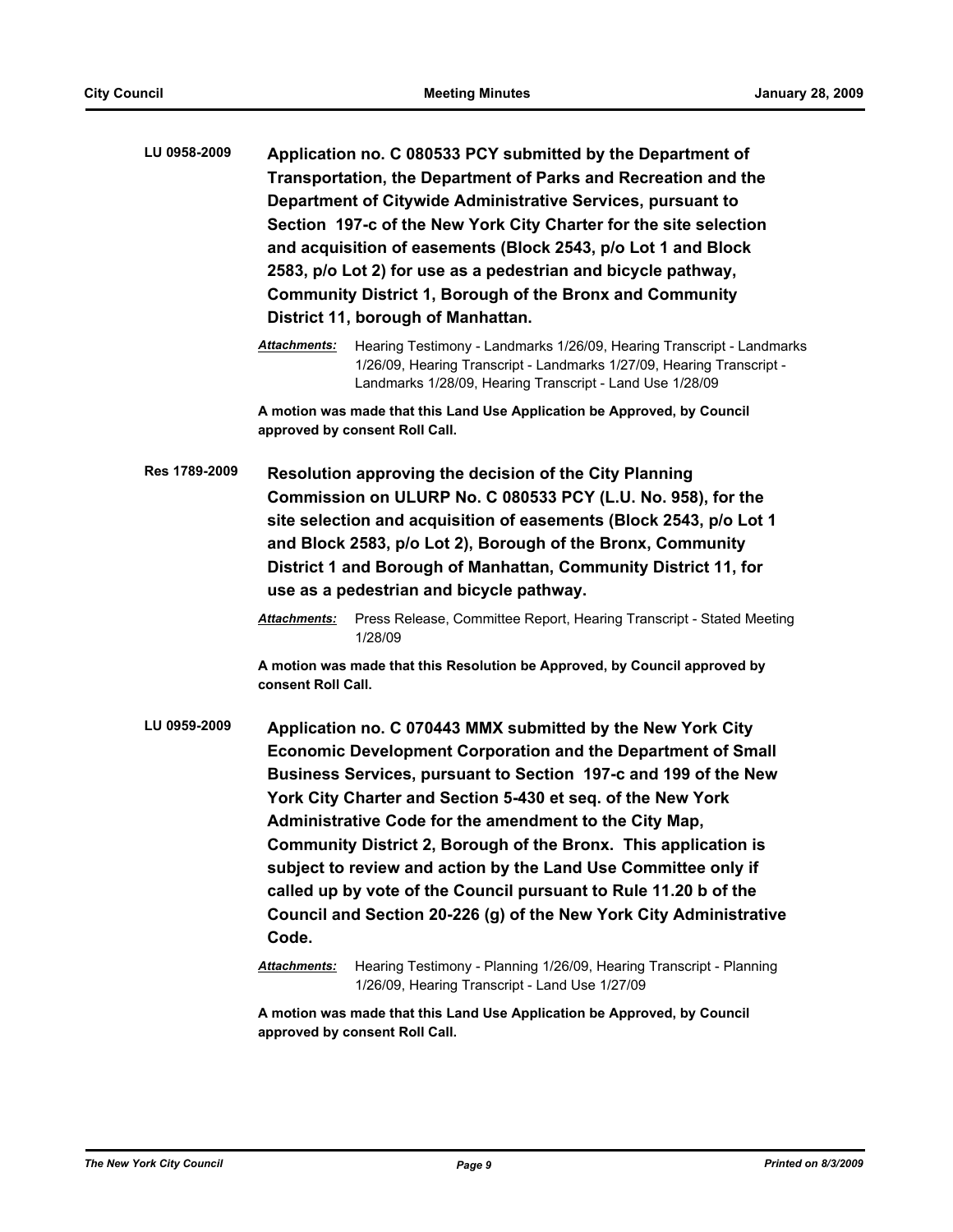**LU 0958-2009** **Application no. C 080533 PCY submitted by the Department of Transportation, the Department of Parks and Recreation and the Department of Citywide Administrative Services, pursuant to Section 197-c of the New York City Charter for the site selection and acquisition of easements (Block 2543, p/o Lot 1 and Block 2583, p/o Lot 2) for use as a pedestrian and bicycle pathway, Community District 1, Borough of the Bronx and Community District 11, borough of Manhattan.**

***Attachments:*** Hearing Testimony - Landmarks 1/26/09, Hearing Transcript - Landmarks 1/26/09, Hearing Transcript - Landmarks 1/27/09, Hearing Transcript - Landmarks 1/28/09, Hearing Transcript - Land Use 1/28/09

**A motion was made that this Land Use Application be Approved, by Council approved by consent Roll Call.**

**Res 1789-2009** **Resolution approving the decision of the City Planning Commission on ULURP No. C 080533 PCY (L.U. No. 958), for the site selection and acquisition of easements (Block 2543, p/o Lot 1 and Block 2583, p/o Lot 2), Borough of the Bronx, Community District 1 and Borough of Manhattan, Community District 11, for use as a pedestrian and bicycle pathway.**

***Attachments:*** Press Release, Committee Report, Hearing Transcript - Stated Meeting 1/28/09

**A motion was made that this Resolution be Approved, by Council approved by consent Roll Call.**

**LU 0959-2009** **Application no. C 070443 MMX submitted by the New York City Economic Development Corporation and the Department of Small Business Services, pursuant to Section 197-c and 199 of the New York City Charter and Section 5-430 et seq. of the New York Administrative Code for the amendment to the City Map, Community District 2, Borough of the Bronx. This application is subject to review and action by the Land Use Committee only if called up by vote of the Council pursuant to Rule 11.20 b of the Council and Section 20-226 (g) of the New York City Administrative Code.**

***Attachments:*** Hearing Testimony - Planning 1/26/09, Hearing Transcript - Planning 1/26/09, Hearing Transcript - Land Use 1/27/09

**A motion was made that this Land Use Application be Approved, by Council approved by consent Roll Call.**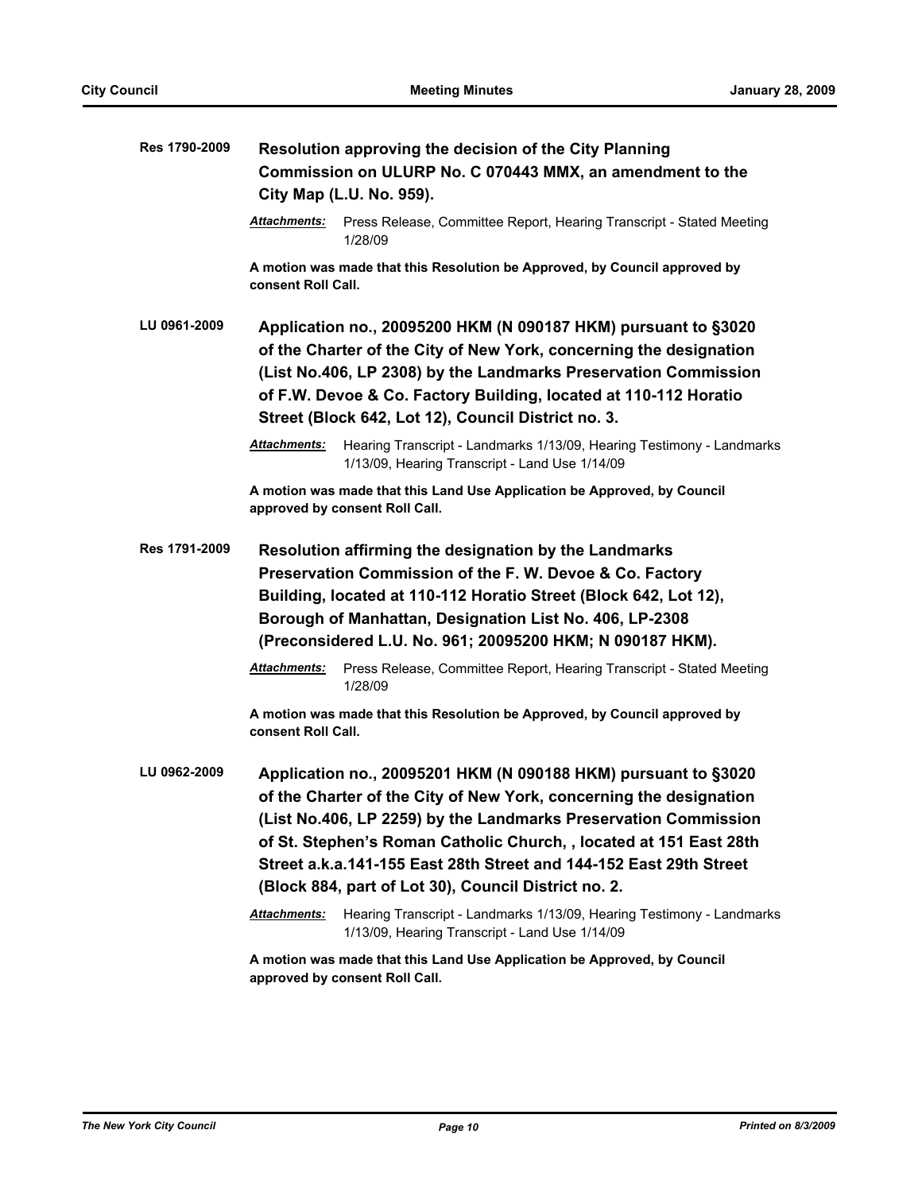**Res 1790-2009** **Resolution approving the decision of the City Planning Commission on ULURP No. C 070443 MMX, an amendment to the City Map (L.U. No. 959).**

***Attachments:*** Press Release, Committee Report, Hearing Transcript - Stated Meeting 1/28/09

**A motion was made that this Resolution be Approved, by Council approved by consent Roll Call.**

**LU 0961-2009** **Application no., 20095200 HKM (N 090187 HKM) pursuant to §3020 of the Charter of the City of New York, concerning the designation (List No.406, LP 2308) by the Landmarks Preservation Commission of F.W. Devoe & Co. Factory Building, located at 110-112 Horatio Street (Block 642, Lot 12), Council District no. 3.**

***Attachments:*** Hearing Transcript - Landmarks 1/13/09, Hearing Testimony - Landmarks 1/13/09, Hearing Transcript - Land Use 1/14/09

**A motion was made that this Land Use Application be Approved, by Council approved by consent Roll Call.**

**Res 1791-2009** **Resolution affirming the designation by the Landmarks Preservation Commission of the F. W. Devoe & Co. Factory Building, located at 110-112 Horatio Street (Block 642, Lot 12), Borough of Manhattan, Designation List No. 406, LP-2308 (Preconsidered L.U. No. 961; 20095200 HKM; N 090187 HKM).**

***Attachments:*** Press Release, Committee Report, Hearing Transcript - Stated Meeting 1/28/09

**A motion was made that this Resolution be Approved, by Council approved by consent Roll Call.**

**LU 0962-2009** **Application no., 20095201 HKM (N 090188 HKM) pursuant to §3020 of the Charter of the City of New York, concerning the designation (List No.406, LP 2259) by the Landmarks Preservation Commission of St. Stephen's Roman Catholic Church, , located at 151 East 28th Street a.k.a.141-155 East 28th Street and 144-152 East 29th Street (Block 884, part of Lot 30), Council District no. 2.**

***Attachments:*** Hearing Transcript - Landmarks 1/13/09, Hearing Testimony - Landmarks 1/13/09, Hearing Transcript - Land Use 1/14/09

**A motion was made that this Land Use Application be Approved, by Council approved by consent Roll Call.**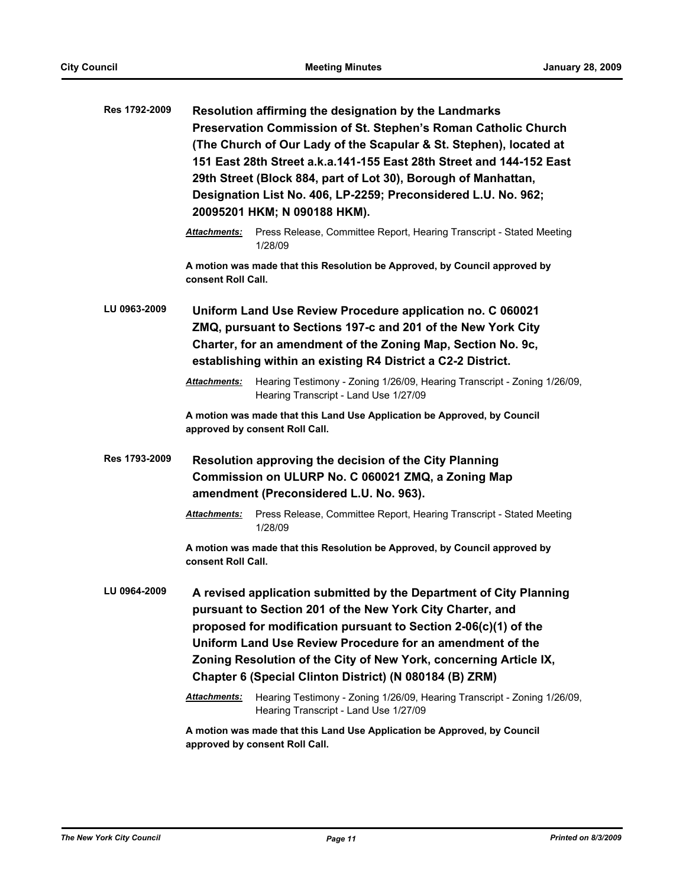**Res 1792-2009** **Resolution affirming the designation by the Landmarks Preservation Commission of St. Stephen's Roman Catholic Church (The Church of Our Lady of the Scapular & St. Stephen), located at 151 East 28th Street a.k.a.141-155 East 28th Street and 144-152 East 29th Street (Block 884, part of Lot 30), Borough of Manhattan, Designation List No. 406, LP-2259; Preconsidered L.U. No. 962; 20095201 HKM; N 090188 HKM).**

*Attachments:* Press Release, Committee Report, Hearing Transcript - Stated Meeting 1/28/09

**A motion was made that this Resolution be Approved, by Council approved by consent Roll Call.**

**LU 0963-2009** **Uniform Land Use Review Procedure application no. C 060021 ZMQ, pursuant to Sections 197-c and 201 of the New York City Charter, for an amendment of the Zoning Map, Section No. 9c, establishing within an existing R4 District a C2-2 District.**

*Attachments:* Hearing Testimony - Zoning 1/26/09, Hearing Transcript - Zoning 1/26/09, Hearing Transcript - Land Use 1/27/09

**A motion was made that this Land Use Application be Approved, by Council approved by consent Roll Call.**

**Res 1793-2009** **Resolution approving the decision of the City Planning Commission on ULURP No. C 060021 ZMQ, a Zoning Map amendment (Preconsidered L.U. No. 963).**

*Attachments:* Press Release, Committee Report, Hearing Transcript - Stated Meeting 1/28/09

**A motion was made that this Resolution be Approved, by Council approved by consent Roll Call.**

**LU 0964-2009** **A revised application submitted by the Department of City Planning pursuant to Section 201 of the New York City Charter, and proposed for modification pursuant to Section 2-06(c)(1) of the Uniform Land Use Review Procedure for an amendment of the Zoning Resolution of the City of New York, concerning Article IX, Chapter 6 (Special Clinton District) (N 080184 (B) ZRM)**

*Attachments:* Hearing Testimony - Zoning 1/26/09, Hearing Transcript - Zoning 1/26/09, Hearing Transcript - Land Use 1/27/09

**A motion was made that this Land Use Application be Approved, by Council approved by consent Roll Call.**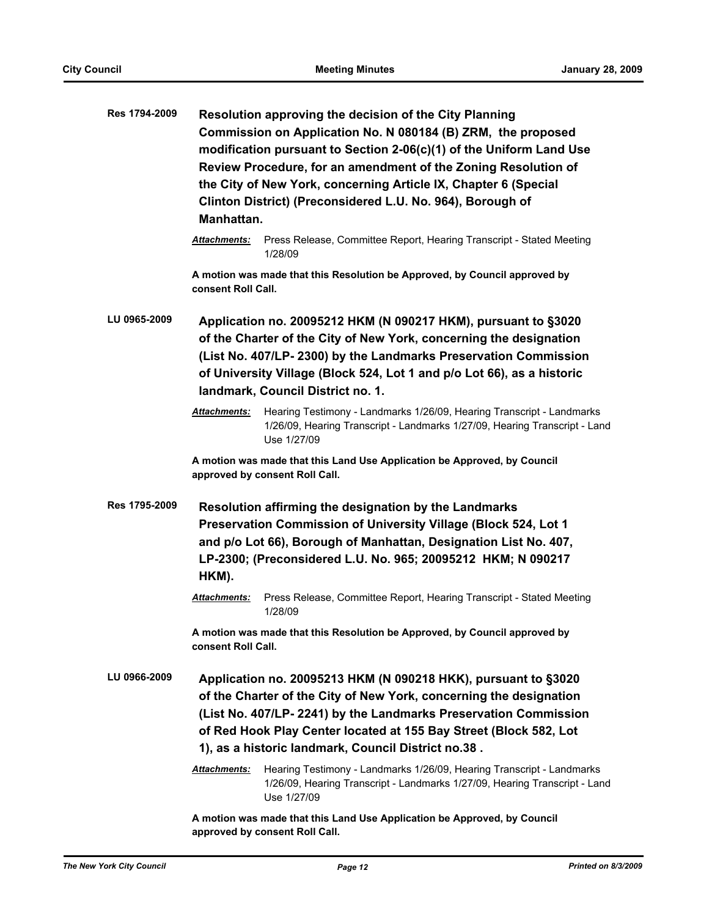**Res 1794-2009** **Resolution approving the decision of the City Planning Commission on Application No. N 080184 (B) ZRM, the proposed modification pursuant to Section 2-06(c)(1) of the Uniform Land Use Review Procedure, for an amendment of the Zoning Resolution of the City of New York, concerning Article IX, Chapter 6 (Special Clinton District) (Preconsidered L.U. No. 964), Borough of Manhattan.**

***Attachments:*** Press Release, Committee Report, Hearing Transcript - Stated Meeting 1/28/09

**A motion was made that this Resolution be Approved, by Council approved by consent Roll Call.**

**LU 0965-2009** **Application no. 20095212 HKM (N 090217 HKM), pursuant to §3020 of the Charter of the City of New York, concerning the designation (List No. 407/LP- 2300) by the Landmarks Preservation Commission of University Village (Block 524, Lot 1 and p/o Lot 66), as a historic landmark, Council District no. 1.**

***Attachments:*** Hearing Testimony - Landmarks 1/26/09, Hearing Transcript - Landmarks 1/26/09, Hearing Transcript - Landmarks 1/27/09, Hearing Transcript - Land Use 1/27/09

**A motion was made that this Land Use Application be Approved, by Council approved by consent Roll Call.**

**Res 1795-2009** **Resolution affirming the designation by the Landmarks Preservation Commission of University Village (Block 524, Lot 1 and p/o Lot 66), Borough of Manhattan, Designation List No. 407, LP-2300; (Preconsidered L.U. No. 965; 20095212 HKM; N 090217 HKM).**

***Attachments:*** Press Release, Committee Report, Hearing Transcript - Stated Meeting 1/28/09

**A motion was made that this Resolution be Approved, by Council approved by consent Roll Call.**

**LU 0966-2009** **Application no. 20095213 HKM (N 090218 HKK), pursuant to §3020 of the Charter of the City of New York, concerning the designation (List No. 407/LP- 2241) by the Landmarks Preservation Commission of Red Hook Play Center located at 155 Bay Street (Block 582, Lot 1), as a historic landmark, Council District no.38 .**

***Attachments:*** Hearing Testimony - Landmarks 1/26/09, Hearing Transcript - Landmarks 1/26/09, Hearing Transcript - Landmarks 1/27/09, Hearing Transcript - Land Use 1/27/09

**A motion was made that this Land Use Application be Approved, by Council approved by consent Roll Call.**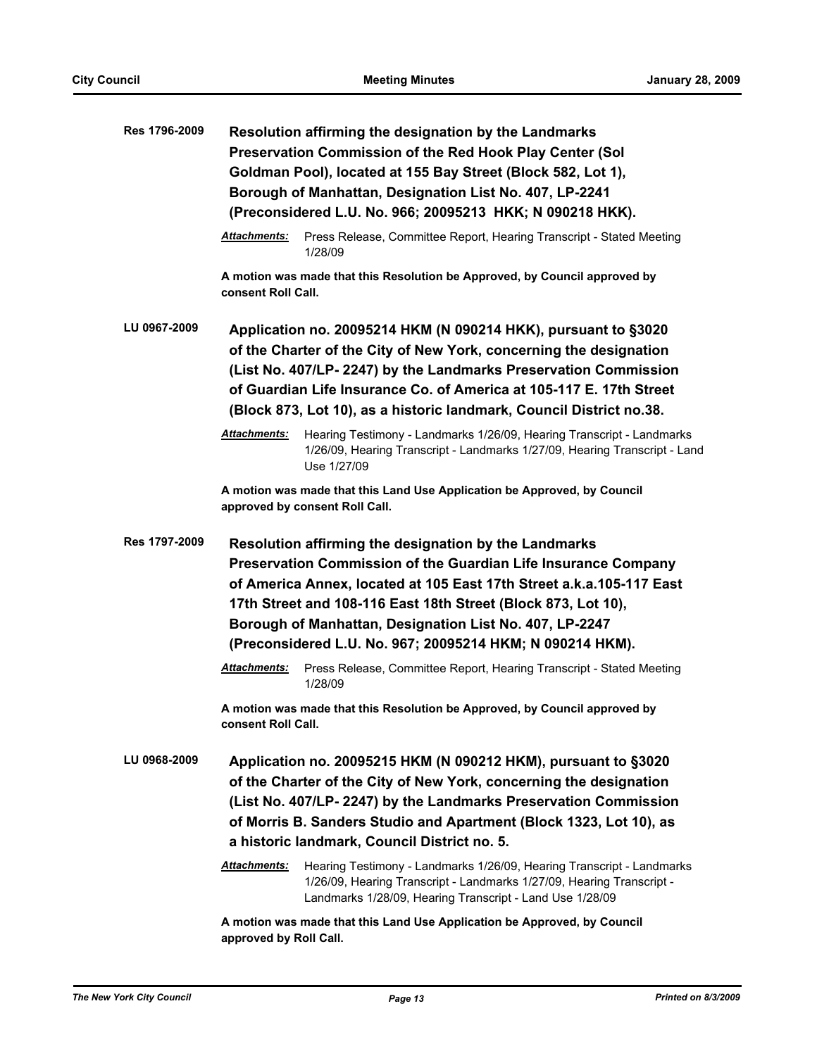**Res 1796-2009** **Resolution affirming the designation by the Landmarks Preservation Commission of the Red Hook Play Center (Sol Goldman Pool), located at 155 Bay Street (Block 582, Lot 1), Borough of Manhattan, Designation List No. 407, LP-2241 (Preconsidered L.U. No. 966; 20095213 HKK; N 090218 HKK).**

*Attachments:* Press Release, Committee Report, Hearing Transcript - Stated Meeting 1/28/09

**A motion was made that this Resolution be Approved, by Council approved by consent Roll Call.**

**LU 0967-2009** **Application no. 20095214 HKM (N 090214 HKK), pursuant to §3020 of the Charter of the City of New York, concerning the designation (List No. 407/LP- 2247) by the Landmarks Preservation Commission of Guardian Life Insurance Co. of America at 105-117 E. 17th Street (Block 873, Lot 10), as a historic landmark, Council District no.38.**

*Attachments:* Hearing Testimony - Landmarks 1/26/09, Hearing Transcript - Landmarks 1/26/09, Hearing Transcript - Landmarks 1/27/09, Hearing Transcript - Land Use 1/27/09

**A motion was made that this Land Use Application be Approved, by Council approved by consent Roll Call.**

**Res 1797-2009** **Resolution affirming the designation by the Landmarks Preservation Commission of the Guardian Life Insurance Company of America Annex, located at 105 East 17th Street a.k.a.105-117 East 17th Street and 108-116 East 18th Street (Block 873, Lot 10), Borough of Manhattan, Designation List No. 407, LP-2247 (Preconsidered L.U. No. 967; 20095214 HKM; N 090214 HKM).**

*Attachments:* Press Release, Committee Report, Hearing Transcript - Stated Meeting 1/28/09

**A motion was made that this Resolution be Approved, by Council approved by consent Roll Call.**

**LU 0968-2009** **Application no. 20095215 HKM (N 090212 HKM), pursuant to §3020 of the Charter of the City of New York, concerning the designation (List No. 407/LP- 2247) by the Landmarks Preservation Commission of Morris B. Sanders Studio and Apartment (Block 1323, Lot 10), as a historic landmark, Council District no. 5.**

*Attachments:* Hearing Testimony - Landmarks 1/26/09, Hearing Transcript - Landmarks 1/26/09, Hearing Transcript - Landmarks 1/27/09, Hearing Transcript - Landmarks 1/28/09, Hearing Transcript - Land Use 1/28/09

**A motion was made that this Land Use Application be Approved, by Council approved by Roll Call.**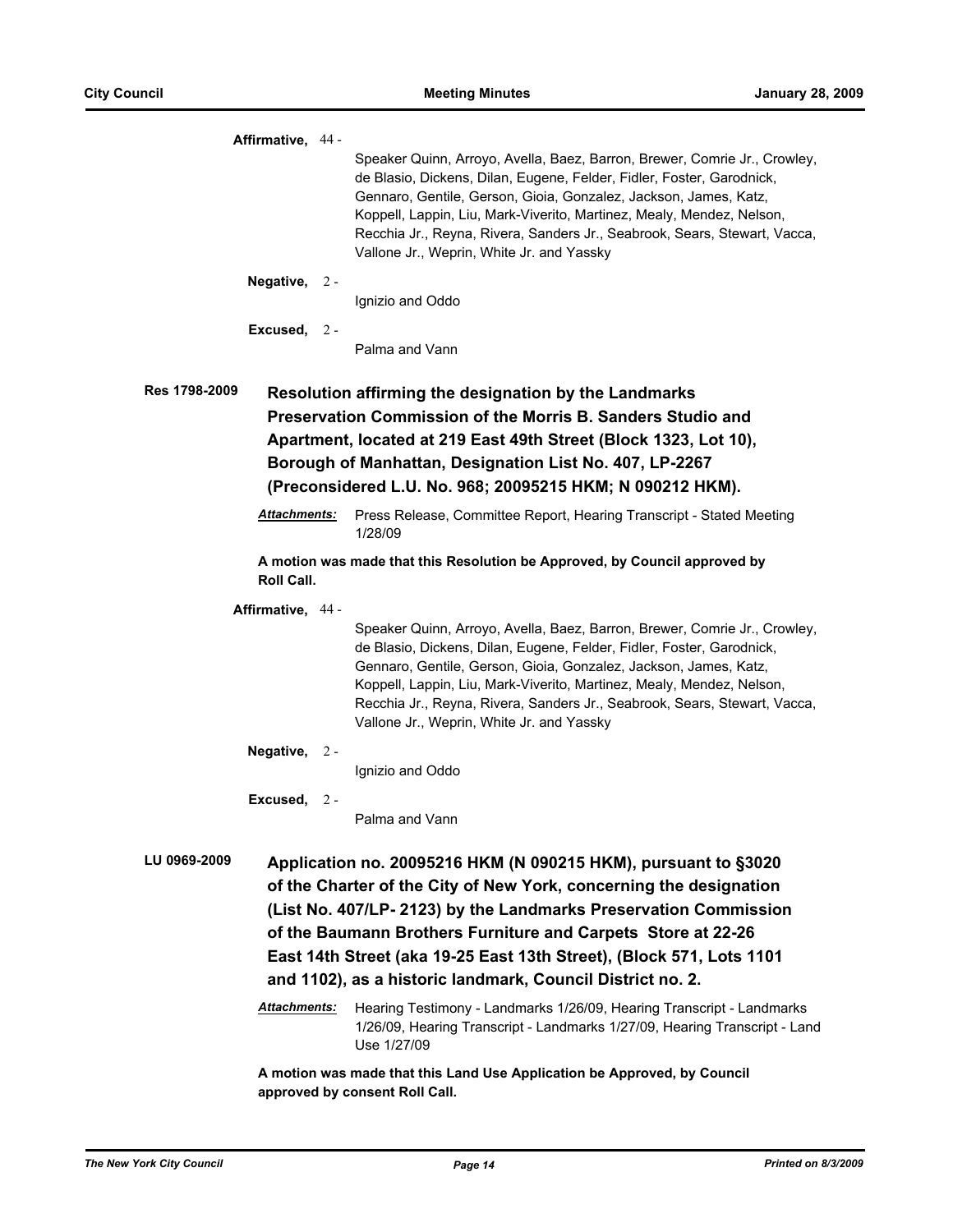**Affirmative,** 44 -

Speaker Quinn, Arroyo, Avella, Baez, Barron, Brewer, Comrie Jr., Crowley, de Blasio, Dickens, Dilan, Eugene, Felder, Fidler, Foster, Garodnick, Gennaro, Gentile, Gerson, Gioia, Gonzalez, Jackson, James, Katz, Koppell, Lappin, Liu, Mark-Viverito, Martinez, Mealy, Mendez, Nelson, Recchia Jr., Reyna, Rivera, Sanders Jr., Seabrook, Sears, Stewart, Vacca, Vallone Jr., Weprin, White Jr. and Yassky

**Negative,** 2 -

Ignizio and Oddo

**Excused,** 2 -

Palma and Vann

**Res 1798-2009** **Resolution affirming the designation by the Landmarks Preservation Commission of the Morris B. Sanders Studio and Apartment, located at 219 East 49th Street (Block 1323, Lot 10), Borough of Manhattan, Designation List No. 407, LP-2267 (Preconsidered L.U. No. 968; 20095215 HKM; N 090212 HKM).**

***Attachments:*** Press Release, Committee Report, Hearing Transcript - Stated Meeting 1/28/09

**A motion was made that this Resolution be Approved, by Council approved by Roll Call.**

**Affirmative,** 44 -

Speaker Quinn, Arroyo, Avella, Baez, Barron, Brewer, Comrie Jr., Crowley, de Blasio, Dickens, Dilan, Eugene, Felder, Fidler, Foster, Garodnick, Gennaro, Gentile, Gerson, Gioia, Gonzalez, Jackson, James, Katz, Koppell, Lappin, Liu, Mark-Viverito, Martinez, Mealy, Mendez, Nelson, Recchia Jr., Reyna, Rivera, Sanders Jr., Seabrook, Sears, Stewart, Vacca, Vallone Jr., Weprin, White Jr. and Yassky

**Negative,** 2 -

Ignizio and Oddo

**Excused,** 2 -

Palma and Vann

**LU 0969-2009** **Application no. 20095216 HKM (N 090215 HKM), pursuant to §3020 of the Charter of the City of New York, concerning the designation (List No. 407/LP- 2123) by the Landmarks Preservation Commission of the Baumann Brothers Furniture and Carpets Store at 22-26 East 14th Street (aka 19-25 East 13th Street), (Block 571, Lots 1101 and 1102), as a historic landmark, Council District no. 2.**

***Attachments:*** Hearing Testimony - Landmarks 1/26/09, Hearing Transcript - Landmarks 1/26/09, Hearing Transcript - Landmarks 1/27/09, Hearing Transcript - Land Use 1/27/09

**A motion was made that this Land Use Application be Approved, by Council approved by consent Roll Call.**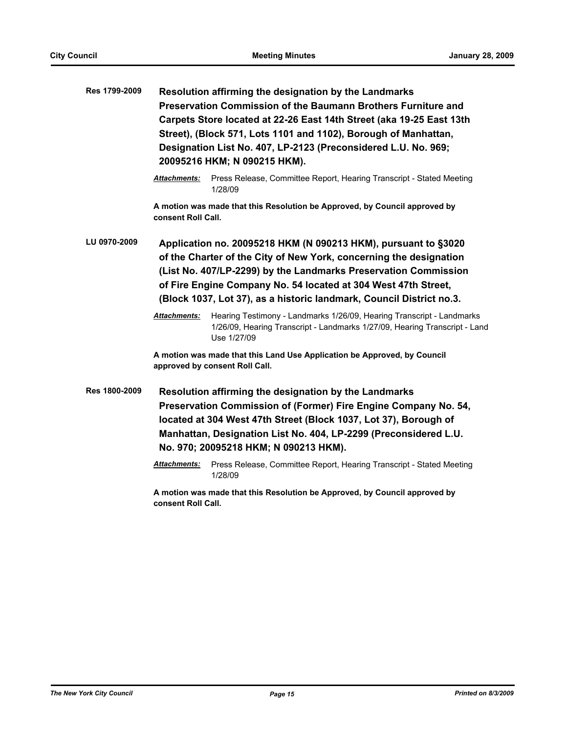**Res 1799-2009** **Resolution affirming the designation by the Landmarks Preservation Commission of the Baumann Brothers Furniture and Carpets Store located at 22-26 East 14th Street (aka 19-25 East 13th Street), (Block 571, Lots 1101 and 1102), Borough of Manhattan, Designation List No. 407, LP-2123 (Preconsidered L.U. No. 969; 20095216 HKM; N 090215 HKM).**

***Attachments:*** Press Release, Committee Report, Hearing Transcript - Stated Meeting 1/28/09

**A motion was made that this Resolution be Approved, by Council approved by consent Roll Call.**

**LU 0970-2009** **Application no. 20095218 HKM (N 090213 HKM), pursuant to §3020 of the Charter of the City of New York, concerning the designation (List No. 407/LP-2299) by the Landmarks Preservation Commission of Fire Engine Company No. 54 located at 304 West 47th Street, (Block 1037, Lot 37), as a historic landmark, Council District no.3.**

***Attachments:*** Hearing Testimony - Landmarks 1/26/09, Hearing Transcript - Landmarks 1/26/09, Hearing Transcript - Landmarks 1/27/09, Hearing Transcript - Land Use 1/27/09

**A motion was made that this Land Use Application be Approved, by Council approved by consent Roll Call.**

**Res 1800-2009** **Resolution affirming the designation by the Landmarks Preservation Commission of (Former) Fire Engine Company No. 54, located at 304 West 47th Street (Block 1037, Lot 37), Borough of Manhattan, Designation List No. 404, LP-2299 (Preconsidered L.U. No. 970; 20095218 HKM; N 090213 HKM).**

***Attachments:*** Press Release, Committee Report, Hearing Transcript - Stated Meeting 1/28/09

**A motion was made that this Resolution be Approved, by Council approved by consent Roll Call.**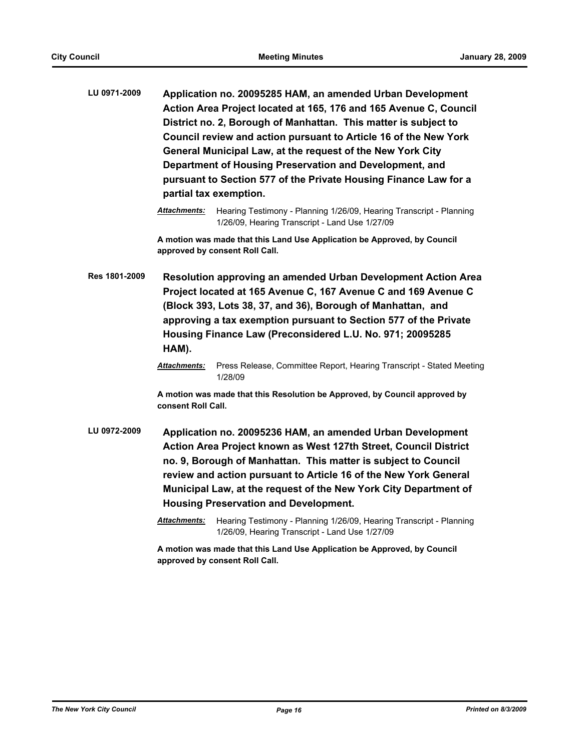**LU 0971-2009** **Application no. 20095285 HAM, an amended Urban Development Action Area Project located at 165, 176 and 165 Avenue C, Council District no. 2, Borough of Manhattan. This matter is subject to Council review and action pursuant to Article 16 of the New York General Municipal Law, at the request of the New York City Department of Housing Preservation and Development, and pursuant to Section 577 of the Private Housing Finance Law for a partial tax exemption.**

***Attachments:*** Hearing Testimony - Planning 1/26/09, Hearing Transcript - Planning 1/26/09, Hearing Transcript - Land Use 1/27/09

**A motion was made that this Land Use Application be Approved, by Council approved by consent Roll Call.**

**Res 1801-2009** **Resolution approving an amended Urban Development Action Area Project located at 165 Avenue C, 167 Avenue C and 169 Avenue C (Block 393, Lots 38, 37, and 36), Borough of Manhattan, and approving a tax exemption pursuant to Section 577 of the Private Housing Finance Law (Preconsidered L.U. No. 971; 20095285 HAM).**

***Attachments:*** Press Release, Committee Report, Hearing Transcript - Stated Meeting 1/28/09

**A motion was made that this Resolution be Approved, by Council approved by consent Roll Call.**

**LU 0972-2009** **Application no. 20095236 HAM, an amended Urban Development Action Area Project known as West 127th Street, Council District no. 9, Borough of Manhattan. This matter is subject to Council review and action pursuant to Article 16 of the New York General Municipal Law, at the request of the New York City Department of Housing Preservation and Development.**

***Attachments:*** Hearing Testimony - Planning 1/26/09, Hearing Transcript - Planning 1/26/09, Hearing Transcript - Land Use 1/27/09

**A motion was made that this Land Use Application be Approved, by Council approved by consent Roll Call.**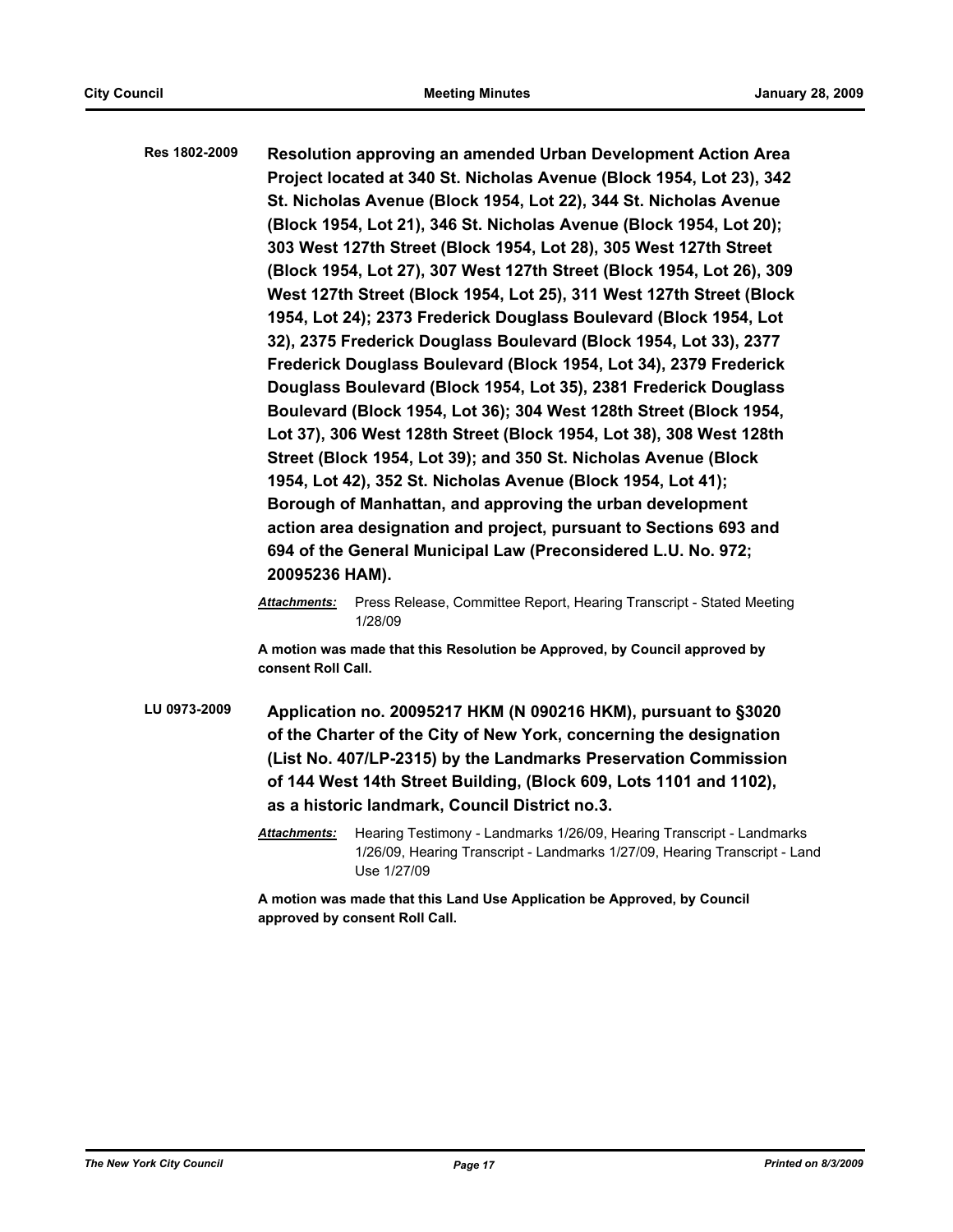**Res 1802-2009** **Resolution approving an amended Urban Development Action Area Project located at 340 St. Nicholas Avenue (Block 1954, Lot 23), 342 St. Nicholas Avenue (Block 1954, Lot 22), 344 St. Nicholas Avenue (Block 1954, Lot 21), 346 St. Nicholas Avenue (Block 1954, Lot 20); 303 West 127th Street (Block 1954, Lot 28), 305 West 127th Street (Block 1954, Lot 27), 307 West 127th Street (Block 1954, Lot 26), 309 West 127th Street (Block 1954, Lot 25), 311 West 127th Street (Block 1954, Lot 24); 2373 Frederick Douglass Boulevard (Block 1954, Lot 32), 2375 Frederick Douglass Boulevard (Block 1954, Lot 33), 2377 Frederick Douglass Boulevard (Block 1954, Lot 34), 2379 Frederick Douglass Boulevard (Block 1954, Lot 35), 2381 Frederick Douglass Boulevard (Block 1954, Lot 36); 304 West 128th Street (Block 1954, Lot 37), 306 West 128th Street (Block 1954, Lot 38), 308 West 128th Street (Block 1954, Lot 39); and 350 St. Nicholas Avenue (Block 1954, Lot 42), 352 St. Nicholas Avenue (Block 1954, Lot 41); Borough of Manhattan, and approving the urban development action area designation and project, pursuant to Sections 693 and 694 of the General Municipal Law (Preconsidered L.U. No. 972; 20095236 HAM).**

***Attachments:*** Press Release, Committee Report, Hearing Transcript - Stated Meeting 1/28/09

**A motion was made that this Resolution be Approved, by Council approved by consent Roll Call.**

**LU 0973-2009** **Application no. 20095217 HKM (N 090216 HKM), pursuant to §3020 of the Charter of the City of New York, concerning the designation (List No. 407/LP-2315) by the Landmarks Preservation Commission of 144 West 14th Street Building, (Block 609, Lots 1101 and 1102), as a historic landmark, Council District no.3.**

***Attachments:*** Hearing Testimony - Landmarks 1/26/09, Hearing Transcript - Landmarks 1/26/09, Hearing Transcript - Landmarks 1/27/09, Hearing Transcript - Land Use 1/27/09

**A motion was made that this Land Use Application be Approved, by Council approved by consent Roll Call.**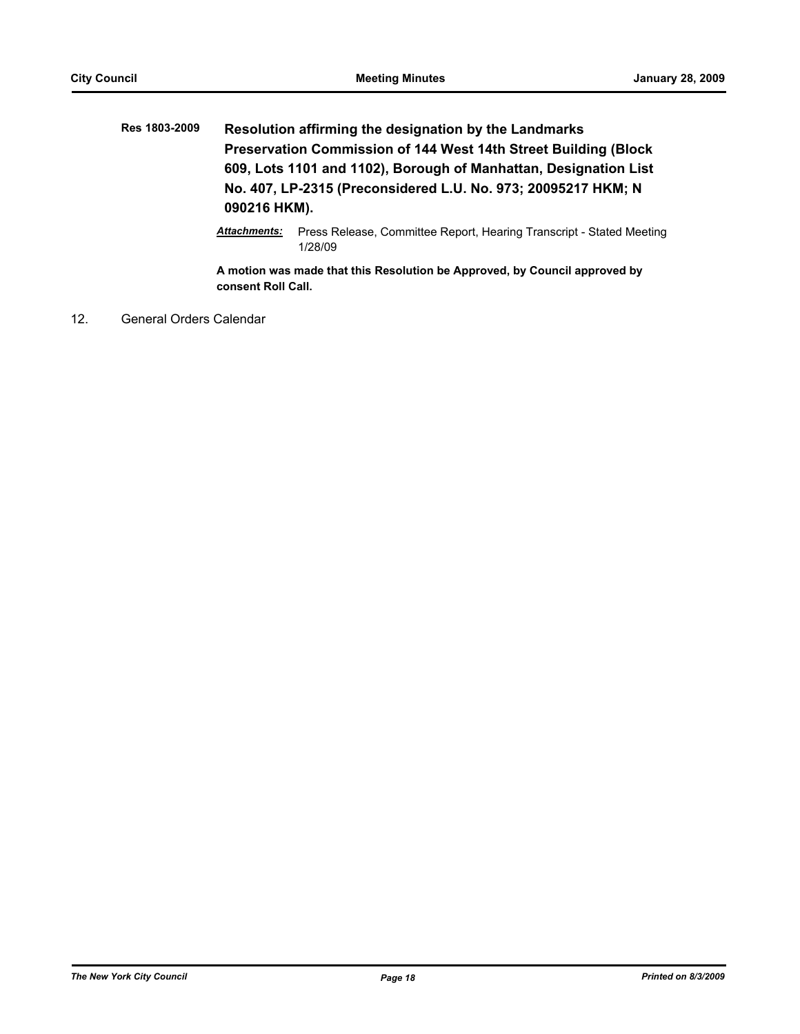**Res 1803-2009** **Resolution affirming the designation by the Landmarks Preservation Commission of 144 West 14th Street Building (Block 609, Lots 1101 and 1102), Borough of Manhattan, Designation List No. 407, LP-2315 (Preconsidered L.U. No. 973; 20095217 HKM; N 090216 HKM).**

***Attachments:*** Press Release, Committee Report, Hearing Transcript - Stated Meeting 1/28/09

**A motion was made that this Resolution be Approved, by Council approved by consent Roll Call.**

12. General Orders Calendar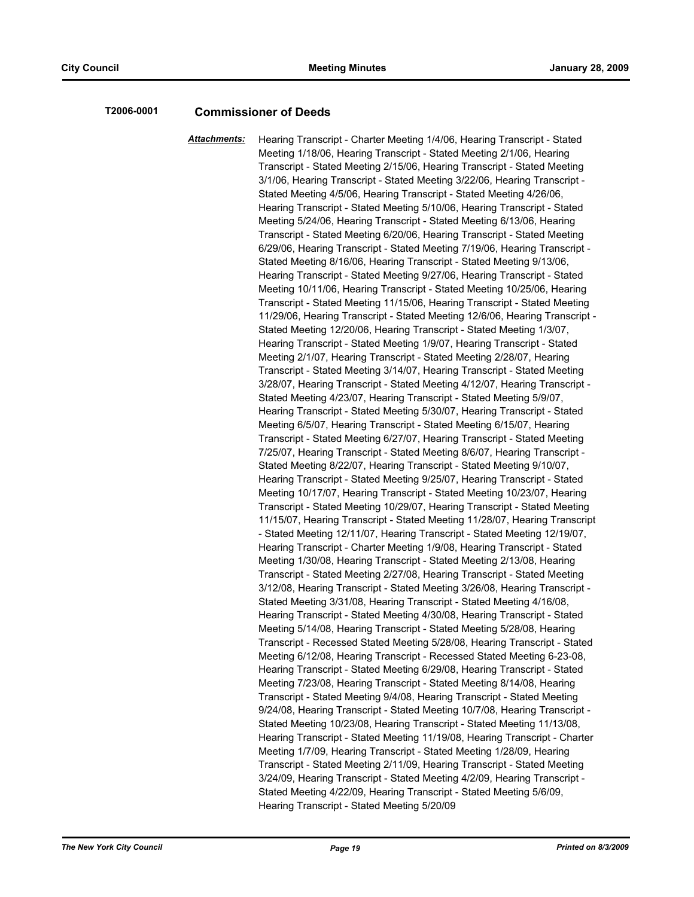**T2006-0001** **Commissioner of Deeds**

***Attachments:*** Hearing Transcript - Charter Meeting 1/4/06, Hearing Transcript - Stated Meeting 1/18/06, Hearing Transcript - Stated Meeting 2/1/06, Hearing Transcript - Stated Meeting 2/15/06, Hearing Transcript - Stated Meeting 3/1/06, Hearing Transcript - Stated Meeting 3/22/06, Hearing Transcript - Stated Meeting 4/5/06, Hearing Transcript - Stated Meeting 4/26/06, Hearing Transcript - Stated Meeting 5/10/06, Hearing Transcript - Stated Meeting 5/24/06, Hearing Transcript - Stated Meeting 6/13/06, Hearing Transcript - Stated Meeting 6/20/06, Hearing Transcript - Stated Meeting 6/29/06, Hearing Transcript - Stated Meeting 7/19/06, Hearing Transcript - Stated Meeting 8/16/06, Hearing Transcript - Stated Meeting 9/13/06, Hearing Transcript - Stated Meeting 9/27/06, Hearing Transcript - Stated Meeting 10/11/06, Hearing Transcript - Stated Meeting 10/25/06, Hearing Transcript - Stated Meeting 11/15/06, Hearing Transcript - Stated Meeting 11/29/06, Hearing Transcript - Stated Meeting 12/6/06, Hearing Transcript - Stated Meeting 12/20/06, Hearing Transcript - Stated Meeting 1/3/07, Hearing Transcript - Stated Meeting 1/9/07, Hearing Transcript - Stated Meeting 2/1/07, Hearing Transcript - Stated Meeting 2/28/07, Hearing Transcript - Stated Meeting 3/14/07, Hearing Transcript - Stated Meeting 3/28/07, Hearing Transcript - Stated Meeting 4/12/07, Hearing Transcript - Stated Meeting 4/23/07, Hearing Transcript - Stated Meeting 5/9/07, Hearing Transcript - Stated Meeting 5/30/07, Hearing Transcript - Stated Meeting 6/5/07, Hearing Transcript - Stated Meeting 6/15/07, Hearing Transcript - Stated Meeting 6/27/07, Hearing Transcript - Stated Meeting 7/25/07, Hearing Transcript - Stated Meeting 8/6/07, Hearing Transcript - Stated Meeting 8/22/07, Hearing Transcript - Stated Meeting 9/10/07, Hearing Transcript - Stated Meeting 9/25/07, Hearing Transcript - Stated Meeting 10/17/07, Hearing Transcript - Stated Meeting 10/23/07, Hearing Transcript - Stated Meeting 10/29/07, Hearing Transcript - Stated Meeting 11/15/07, Hearing Transcript - Stated Meeting 11/28/07, Hearing Transcript - Stated Meeting 12/11/07, Hearing Transcript - Stated Meeting 12/19/07, Hearing Transcript - Charter Meeting 1/9/08, Hearing Transcript - Stated Meeting 1/30/08, Hearing Transcript - Stated Meeting 2/13/08, Hearing Transcript - Stated Meeting 2/27/08, Hearing Transcript - Stated Meeting 3/12/08, Hearing Transcript - Stated Meeting 3/26/08, Hearing Transcript - Stated Meeting 3/31/08, Hearing Transcript - Stated Meeting 4/16/08, Hearing Transcript - Stated Meeting 4/30/08, Hearing Transcript - Stated Meeting 5/14/08, Hearing Transcript - Stated Meeting 5/28/08, Hearing Transcript - Recessed Stated Meeting 5/28/08, Hearing Transcript - Stated Meeting 6/12/08, Hearing Transcript - Recessed Stated Meeting 6-23-08, Hearing Transcript - Stated Meeting 6/29/08, Hearing Transcript - Stated Meeting 7/23/08, Hearing Transcript - Stated Meeting 8/14/08, Hearing Transcript - Stated Meeting 9/4/08, Hearing Transcript - Stated Meeting 9/24/08, Hearing Transcript - Stated Meeting 10/7/08, Hearing Transcript - Stated Meeting 10/23/08, Hearing Transcript - Stated Meeting 11/13/08, Hearing Transcript - Stated Meeting 11/19/08, Hearing Transcript - Charter Meeting 1/7/09, Hearing Transcript - Stated Meeting 1/28/09, Hearing Transcript - Stated Meeting 2/11/09, Hearing Transcript - Stated Meeting 3/24/09, Hearing Transcript - Stated Meeting 4/2/09, Hearing Transcript - Stated Meeting 4/22/09, Hearing Transcript - Stated Meeting 5/6/09, Hearing Transcript - Stated Meeting 5/20/09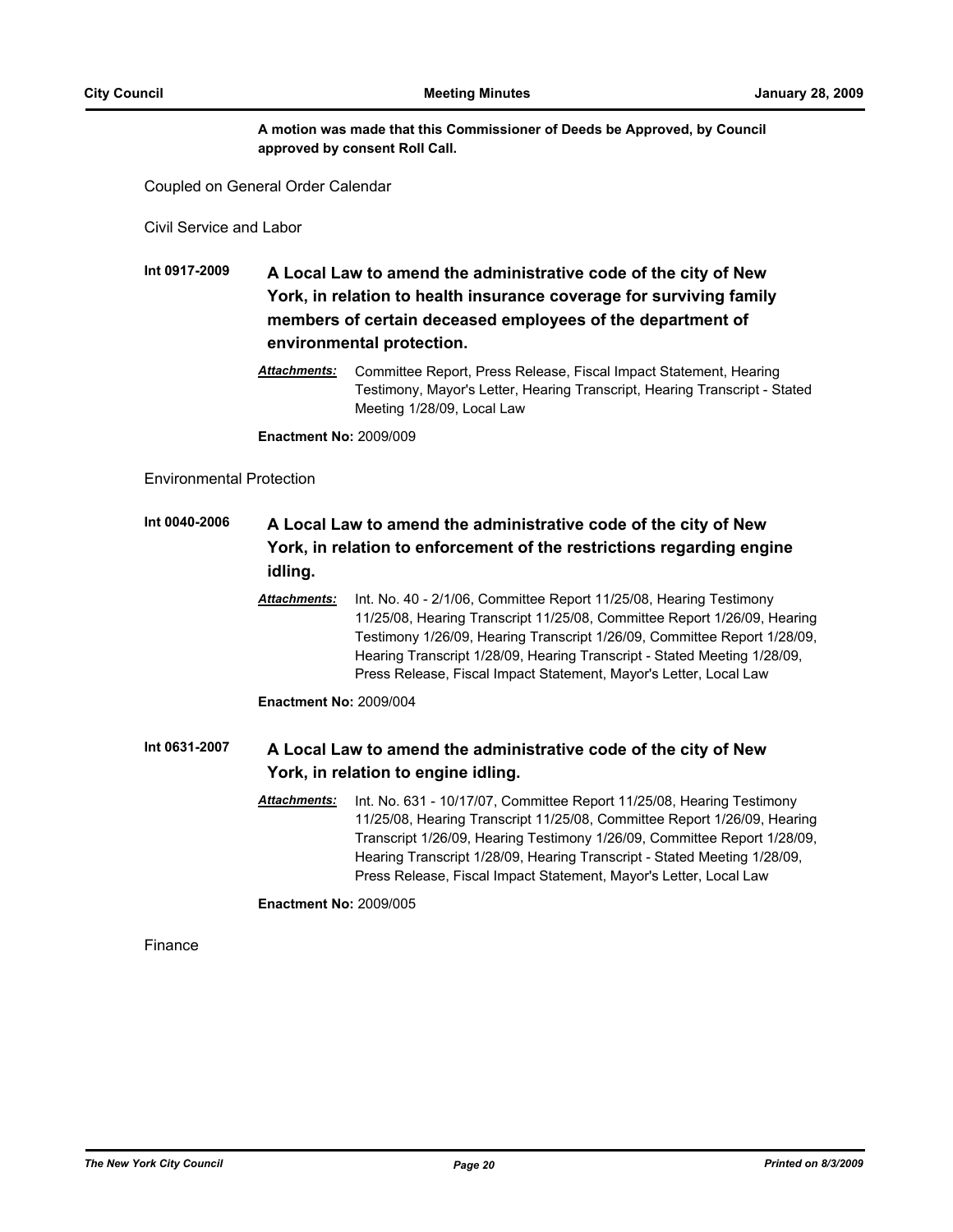**A motion was made that this Commissioner of Deeds be Approved, by Council approved by consent Roll Call.**

Coupled on General Order Calendar

Civil Service and Labor

**Int 0917-2009** **A Local Law to amend the administrative code of the city of New York, in relation to health insurance coverage for surviving family members of certain deceased employees of the department of environmental protection.**

***Attachments:*** Committee Report, Press Release, Fiscal Impact Statement, Hearing Testimony, Mayor's Letter, Hearing Transcript, Hearing Transcript - Stated Meeting 1/28/09, Local Law

**Enactment No:** 2009/009

Environmental Protection

**Int 0040-2006** **A Local Law to amend the administrative code of the city of New York, in relation to enforcement of the restrictions regarding engine idling.**

***Attachments:*** Int. No. 40 - 2/1/06, Committee Report 11/25/08, Hearing Testimony 11/25/08, Hearing Transcript 11/25/08, Committee Report 1/26/09, Hearing Testimony 1/26/09, Hearing Transcript 1/26/09, Committee Report 1/28/09, Hearing Transcript 1/28/09, Hearing Transcript - Stated Meeting 1/28/09, Press Release, Fiscal Impact Statement, Mayor's Letter, Local Law

**Enactment No:** 2009/004

**Int 0631-2007** **A Local Law to amend the administrative code of the city of New York, in relation to engine idling.**

***Attachments:*** Int. No. 631 - 10/17/07, Committee Report 11/25/08, Hearing Testimony 11/25/08, Hearing Transcript 11/25/08, Committee Report 1/26/09, Hearing Transcript 1/26/09, Hearing Testimony 1/26/09, Committee Report 1/28/09, Hearing Transcript 1/28/09, Hearing Transcript - Stated Meeting 1/28/09, Press Release, Fiscal Impact Statement, Mayor's Letter, Local Law

**Enactment No:** 2009/005

Finance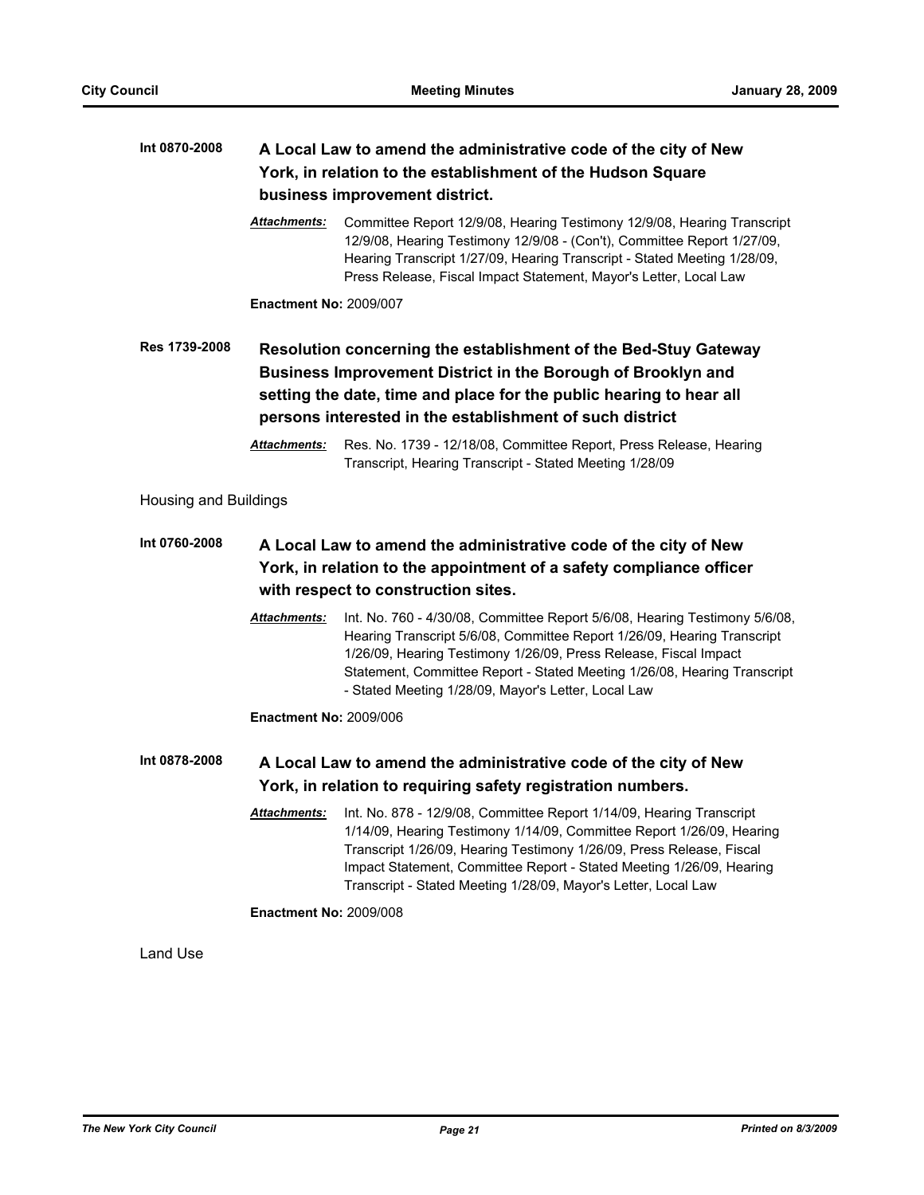**Int 0870-2008** **A Local Law to amend the administrative code of the city of New York, in relation to the establishment of the Hudson Square business improvement district.**

***Attachments:*** Committee Report 12/9/08, Hearing Testimony 12/9/08, Hearing Transcript 12/9/08, Hearing Testimony 12/9/08 - (Con't), Committee Report 1/27/09, Hearing Transcript 1/27/09, Hearing Transcript - Stated Meeting 1/28/09, Press Release, Fiscal Impact Statement, Mayor's Letter, Local Law

**Enactment No:** 2009/007

**Res 1739-2008** **Resolution concerning the establishment of the Bed-Stuy Gateway Business Improvement District in the Borough of Brooklyn and setting the date, time and place for the public hearing to hear all persons interested in the establishment of such district**

***Attachments:*** Res. No. 1739 - 12/18/08, Committee Report, Press Release, Hearing Transcript, Hearing Transcript - Stated Meeting 1/28/09

Housing and Buildings

**Int 0760-2008** **A Local Law to amend the administrative code of the city of New York, in relation to the appointment of a safety compliance officer with respect to construction sites.**

***Attachments:*** Int. No. 760 - 4/30/08, Committee Report 5/6/08, Hearing Testimony 5/6/08, Hearing Transcript 5/6/08, Committee Report 1/26/09, Hearing Transcript 1/26/09, Hearing Testimony 1/26/09, Press Release, Fiscal Impact Statement, Committee Report - Stated Meeting 1/26/08, Hearing Transcript - Stated Meeting 1/28/09, Mayor's Letter, Local Law

**Enactment No:** 2009/006

**Int 0878-2008** **A Local Law to amend the administrative code of the city of New York, in relation to requiring safety registration numbers.**

***Attachments:*** Int. No. 878 - 12/9/08, Committee Report 1/14/09, Hearing Transcript 1/14/09, Hearing Testimony 1/14/09, Committee Report 1/26/09, Hearing Transcript 1/26/09, Hearing Testimony 1/26/09, Press Release, Fiscal Impact Statement, Committee Report - Stated Meeting 1/26/09, Hearing Transcript - Stated Meeting 1/28/09, Mayor's Letter, Local Law

**Enactment No:** 2009/008

Land Use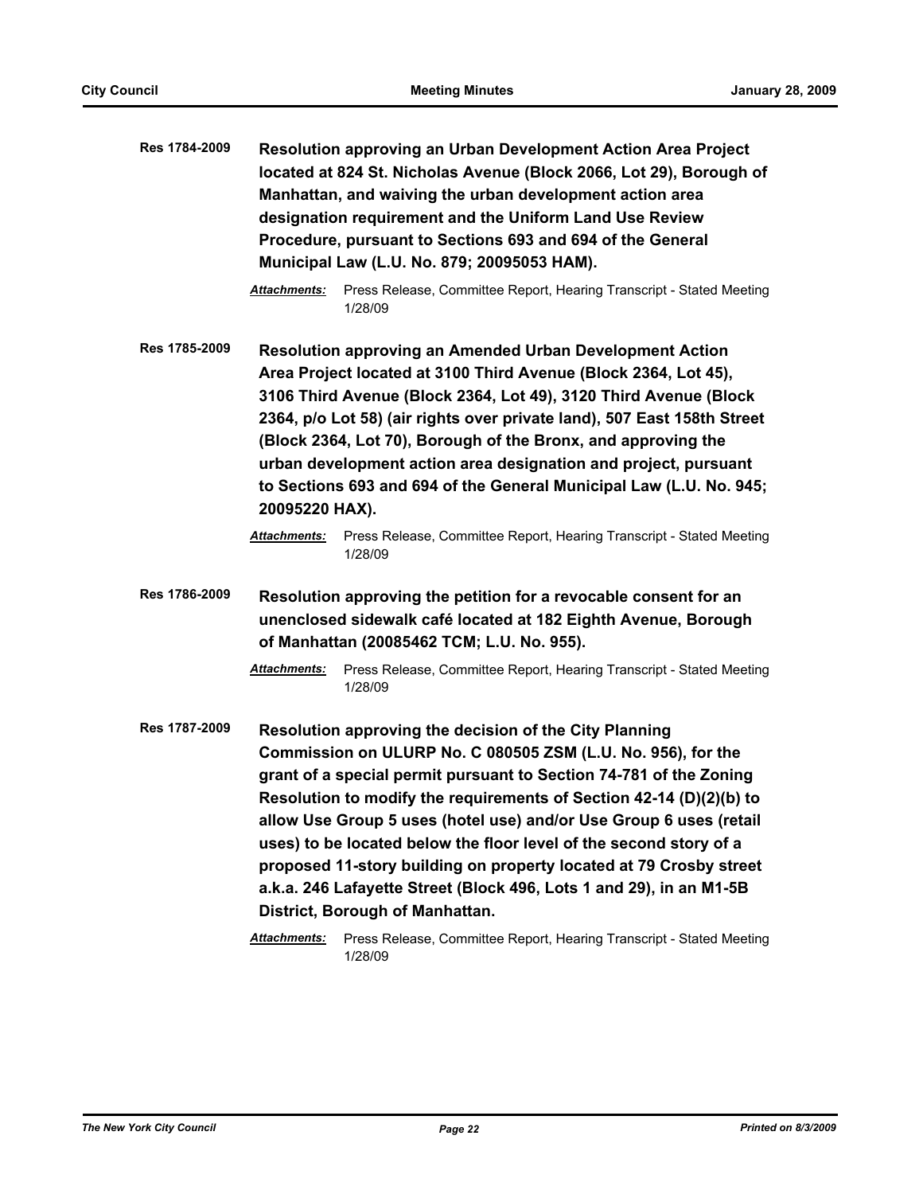**Res 1784-2009** **Resolution approving an Urban Development Action Area Project located at 824 St. Nicholas Avenue (Block 2066, Lot 29), Borough of Manhattan, and waiving the urban development action area designation requirement and the Uniform Land Use Review Procedure, pursuant to Sections 693 and 694 of the General Municipal Law (L.U. No. 879; 20095053 HAM).**

*Attachments:* Press Release, Committee Report, Hearing Transcript - Stated Meeting 1/28/09

**Res 1785-2009** **Resolution approving an Amended Urban Development Action Area Project located at 3100 Third Avenue (Block 2364, Lot 45), 3106 Third Avenue (Block 2364, Lot 49), 3120 Third Avenue (Block 2364, p/o Lot 58) (air rights over private land), 507 East 158th Street (Block 2364, Lot 70), Borough of the Bronx, and approving the urban development action area designation and project, pursuant to Sections 693 and 694 of the General Municipal Law (L.U. No. 945; 20095220 HAX).**

*Attachments:* Press Release, Committee Report, Hearing Transcript - Stated Meeting 1/28/09

**Res 1786-2009** **Resolution approving the petition for a revocable consent for an unenclosed sidewalk café located at 182 Eighth Avenue, Borough of Manhattan (20085462 TCM; L.U. No. 955).**

*Attachments:* Press Release, Committee Report, Hearing Transcript - Stated Meeting 1/28/09

**Res 1787-2009** **Resolution approving the decision of the City Planning Commission on ULURP No. C 080505 ZSM (L.U. No. 956), for the grant of a special permit pursuant to Section 74-781 of the Zoning Resolution to modify the requirements of Section 42-14 (D)(2)(b) to allow Use Group 5 uses (hotel use) and/or Use Group 6 uses (retail uses) to be located below the floor level of the second story of a proposed 11-story building on property located at 79 Crosby street a.k.a. 246 Lafayette Street (Block 496, Lots 1 and 29), in an M1-5B District, Borough of Manhattan.**

*Attachments:* Press Release, Committee Report, Hearing Transcript - Stated Meeting 1/28/09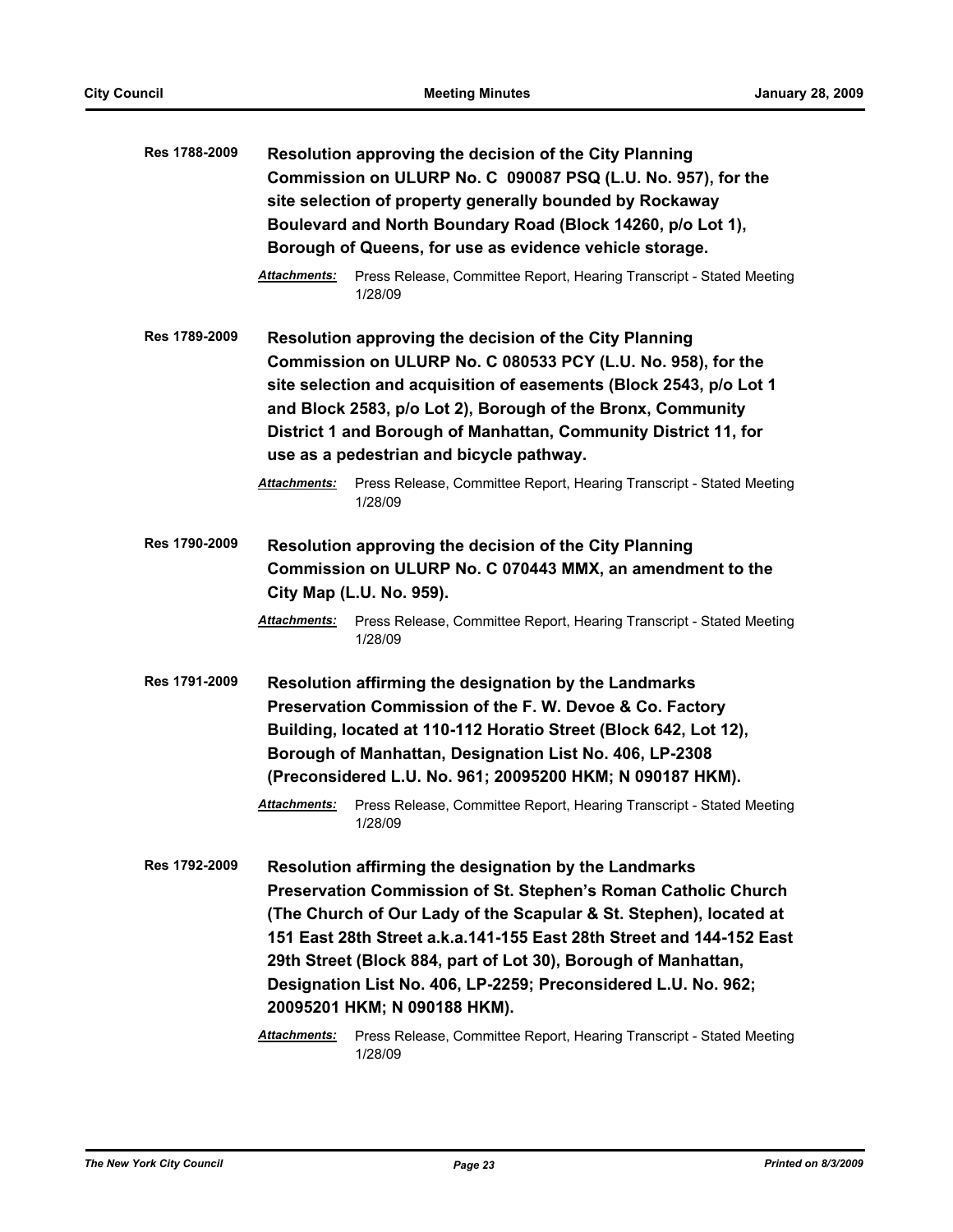**Res 1788-2009** **Resolution approving the decision of the City Planning Commission on ULURP No. C 090087 PSQ (L.U. No. 957), for the site selection of property generally bounded by Rockaway Boulevard and North Boundary Road (Block 14260, p/o Lot 1), Borough of Queens, for use as evidence vehicle storage.**

***Attachments:*** Press Release, Committee Report, Hearing Transcript - Stated Meeting 1/28/09

**Res 1789-2009** **Resolution approving the decision of the City Planning Commission on ULURP No. C 080533 PCY (L.U. No. 958), for the site selection and acquisition of easements (Block 2543, p/o Lot 1 and Block 2583, p/o Lot 2), Borough of the Bronx, Community District 1 and Borough of Manhattan, Community District 11, for use as a pedestrian and bicycle pathway.**

***Attachments:*** Press Release, Committee Report, Hearing Transcript - Stated Meeting 1/28/09

**Res 1790-2009** **Resolution approving the decision of the City Planning Commission on ULURP No. C 070443 MMX, an amendment to the City Map (L.U. No. 959).**

***Attachments:*** Press Release, Committee Report, Hearing Transcript - Stated Meeting 1/28/09

**Res 1791-2009** **Resolution affirming the designation by the Landmarks Preservation Commission of the F. W. Devoe & Co. Factory Building, located at 110-112 Horatio Street (Block 642, Lot 12), Borough of Manhattan, Designation List No. 406, LP-2308 (Preconsidered L.U. No. 961; 20095200 HKM; N 090187 HKM).**

***Attachments:*** Press Release, Committee Report, Hearing Transcript - Stated Meeting 1/28/09

**Res 1792-2009** **Resolution affirming the designation by the Landmarks Preservation Commission of St. Stephen's Roman Catholic Church (The Church of Our Lady of the Scapular & St. Stephen), located at 151 East 28th Street a.k.a.141-155 East 28th Street and 144-152 East 29th Street (Block 884, part of Lot 30), Borough of Manhattan, Designation List No. 406, LP-2259; Preconsidered L.U. No. 962; 20095201 HKM; N 090188 HKM).**

***Attachments:*** Press Release, Committee Report, Hearing Transcript - Stated Meeting 1/28/09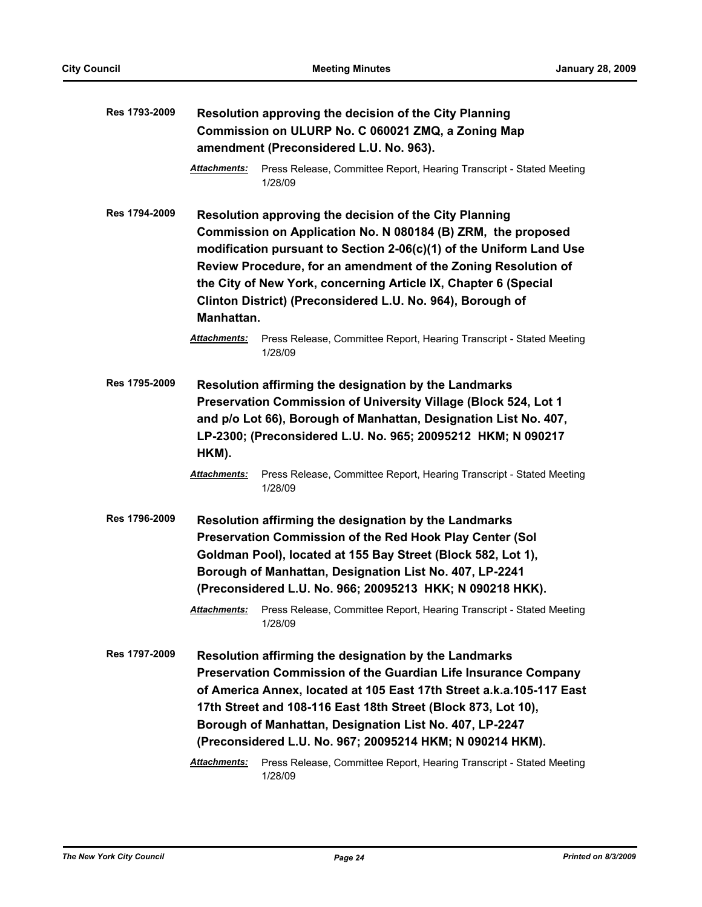**Res 1793-2009** **Resolution approving the decision of the City Planning Commission on ULURP No. C 060021 ZMQ, a Zoning Map amendment (Preconsidered L.U. No. 963).**

*Attachments:* Press Release, Committee Report, Hearing Transcript - Stated Meeting 1/28/09

**Res 1794-2009** **Resolution approving the decision of the City Planning Commission on Application No. N 080184 (B) ZRM, the proposed modification pursuant to Section 2-06(c)(1) of the Uniform Land Use Review Procedure, for an amendment of the Zoning Resolution of the City of New York, concerning Article IX, Chapter 6 (Special Clinton District) (Preconsidered L.U. No. 964), Borough of Manhattan.**

*Attachments:* Press Release, Committee Report, Hearing Transcript - Stated Meeting 1/28/09

**Res 1795-2009** **Resolution affirming the designation by the Landmarks Preservation Commission of University Village (Block 524, Lot 1 and p/o Lot 66), Borough of Manhattan, Designation List No. 407, LP-2300; (Preconsidered L.U. No. 965; 20095212 HKM; N 090217 HKM).**

*Attachments:* Press Release, Committee Report, Hearing Transcript - Stated Meeting 1/28/09

**Res 1796-2009** **Resolution affirming the designation by the Landmarks Preservation Commission of the Red Hook Play Center (Sol Goldman Pool), located at 155 Bay Street (Block 582, Lot 1), Borough of Manhattan, Designation List No. 407, LP-2241 (Preconsidered L.U. No. 966; 20095213 HKK; N 090218 HKK).**

*Attachments:* Press Release, Committee Report, Hearing Transcript - Stated Meeting 1/28/09

**Res 1797-2009** **Resolution affirming the designation by the Landmarks Preservation Commission of the Guardian Life Insurance Company of America Annex, located at 105 East 17th Street a.k.a.105-117 East 17th Street and 108-116 East 18th Street (Block 873, Lot 10), Borough of Manhattan, Designation List No. 407, LP-2247 (Preconsidered L.U. No. 967; 20095214 HKM; N 090214 HKM).**

*Attachments:* Press Release, Committee Report, Hearing Transcript - Stated Meeting 1/28/09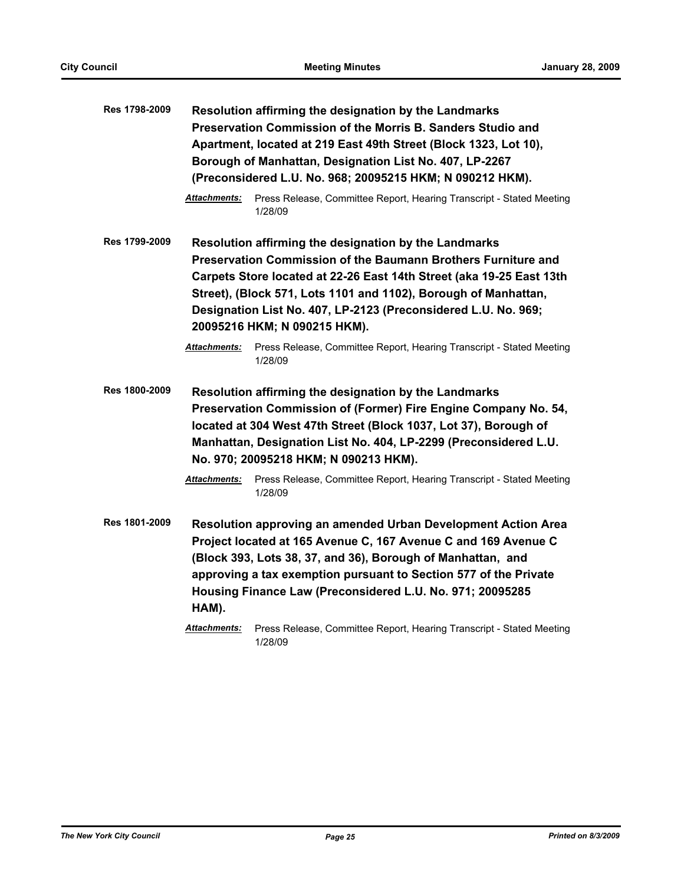**Res 1798-2009** **Resolution affirming the designation by the Landmarks Preservation Commission of the Morris B. Sanders Studio and Apartment, located at 219 East 49th Street (Block 1323, Lot 10), Borough of Manhattan, Designation List No. 407, LP-2267 (Preconsidered L.U. No. 968; 20095215 HKM; N 090212 HKM).**

*Attachments:* Press Release, Committee Report, Hearing Transcript - Stated Meeting 1/28/09

**Res 1799-2009** **Resolution affirming the designation by the Landmarks Preservation Commission of the Baumann Brothers Furniture and Carpets Store located at 22-26 East 14th Street (aka 19-25 East 13th Street), (Block 571, Lots 1101 and 1102), Borough of Manhattan, Designation List No. 407, LP-2123 (Preconsidered L.U. No. 969; 20095216 HKM; N 090215 HKM).**

*Attachments:* Press Release, Committee Report, Hearing Transcript - Stated Meeting 1/28/09

**Res 1800-2009** **Resolution affirming the designation by the Landmarks Preservation Commission of (Former) Fire Engine Company No. 54, located at 304 West 47th Street (Block 1037, Lot 37), Borough of Manhattan, Designation List No. 404, LP-2299 (Preconsidered L.U. No. 970; 20095218 HKM; N 090213 HKM).**

*Attachments:* Press Release, Committee Report, Hearing Transcript - Stated Meeting 1/28/09

**Res 1801-2009** **Resolution approving an amended Urban Development Action Area Project located at 165 Avenue C, 167 Avenue C and 169 Avenue C (Block 393, Lots 38, 37, and 36), Borough of Manhattan, and approving a tax exemption pursuant to Section 577 of the Private Housing Finance Law (Preconsidered L.U. No. 971; 20095285 HAM).**

*Attachments:* Press Release, Committee Report, Hearing Transcript - Stated Meeting 1/28/09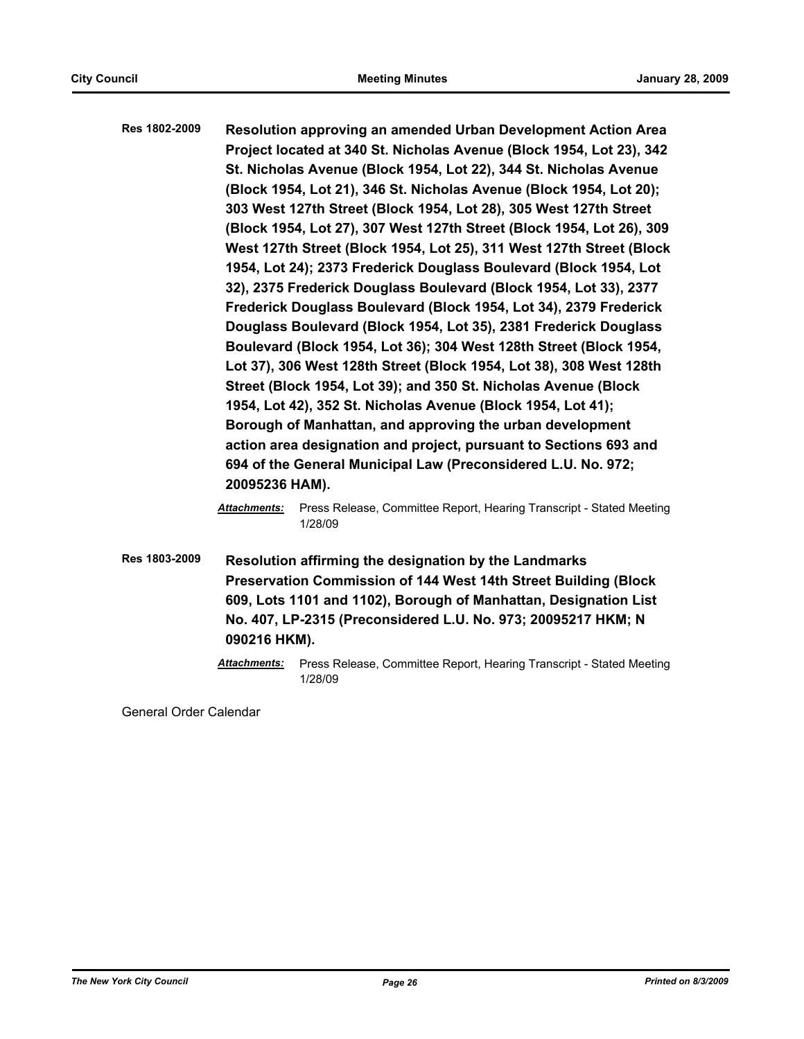**Res 1802-2009** **Resolution approving an amended Urban Development Action Area Project located at 340 St. Nicholas Avenue (Block 1954, Lot 23), 342 St. Nicholas Avenue (Block 1954, Lot 22), 344 St. Nicholas Avenue (Block 1954, Lot 21), 346 St. Nicholas Avenue (Block 1954, Lot 20); 303 West 127th Street (Block 1954, Lot 28), 305 West 127th Street (Block 1954, Lot 27), 307 West 127th Street (Block 1954, Lot 26), 309 West 127th Street (Block 1954, Lot 25), 311 West 127th Street (Block 1954, Lot 24); 2373 Frederick Douglass Boulevard (Block 1954, Lot 32), 2375 Frederick Douglass Boulevard (Block 1954, Lot 33), 2377 Frederick Douglass Boulevard (Block 1954, Lot 34), 2379 Frederick Douglass Boulevard (Block 1954, Lot 35), 2381 Frederick Douglass Boulevard (Block 1954, Lot 36); 304 West 128th Street (Block 1954, Lot 37), 306 West 128th Street (Block 1954, Lot 38), 308 West 128th Street (Block 1954, Lot 39); and 350 St. Nicholas Avenue (Block 1954, Lot 42), 352 St. Nicholas Avenue (Block 1954, Lot 41); Borough of Manhattan, and approving the urban development action area designation and project, pursuant to Sections 693 and 694 of the General Municipal Law (Preconsidered L.U. No. 972; 20095236 HAM).**

***Attachments:*** Press Release, Committee Report, Hearing Transcript - Stated Meeting 1/28/09

**Res 1803-2009** **Resolution affirming the designation by the Landmarks Preservation Commission of 144 West 14th Street Building (Block 609, Lots 1101 and 1102), Borough of Manhattan, Designation List No. 407, LP-2315 (Preconsidered L.U. No. 973; 20095217 HKM; N 090216 HKM).**

***Attachments:*** Press Release, Committee Report, Hearing Transcript - Stated Meeting 1/28/09

General Order Calendar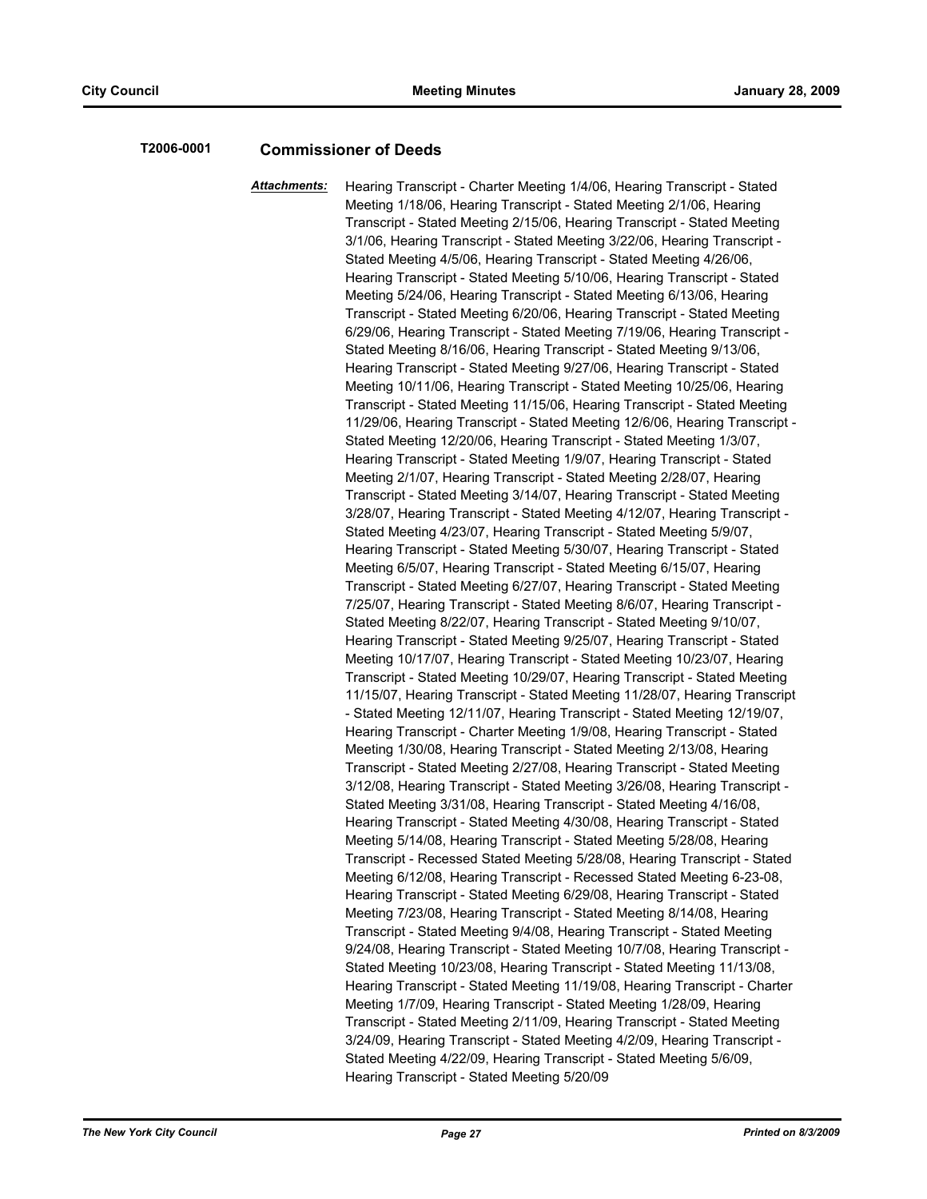**T2006-0001** **Commissioner of Deeds**

***Attachments:*** Hearing Transcript - Charter Meeting 1/4/06, Hearing Transcript - Stated Meeting 1/18/06, Hearing Transcript - Stated Meeting 2/1/06, Hearing Transcript - Stated Meeting 2/15/06, Hearing Transcript - Stated Meeting 3/1/06, Hearing Transcript - Stated Meeting 3/22/06, Hearing Transcript - Stated Meeting 4/5/06, Hearing Transcript - Stated Meeting 4/26/06, Hearing Transcript - Stated Meeting 5/10/06, Hearing Transcript - Stated Meeting 5/24/06, Hearing Transcript - Stated Meeting 6/13/06, Hearing Transcript - Stated Meeting 6/20/06, Hearing Transcript - Stated Meeting 6/29/06, Hearing Transcript - Stated Meeting 7/19/06, Hearing Transcript - Stated Meeting 8/16/06, Hearing Transcript - Stated Meeting 9/13/06, Hearing Transcript - Stated Meeting 9/27/06, Hearing Transcript - Stated Meeting 10/11/06, Hearing Transcript - Stated Meeting 10/25/06, Hearing Transcript - Stated Meeting 11/15/06, Hearing Transcript - Stated Meeting 11/29/06, Hearing Transcript - Stated Meeting 12/6/06, Hearing Transcript - Stated Meeting 12/20/06, Hearing Transcript - Stated Meeting 1/3/07, Hearing Transcript - Stated Meeting 1/9/07, Hearing Transcript - Stated Meeting 2/1/07, Hearing Transcript - Stated Meeting 2/28/07, Hearing Transcript - Stated Meeting 3/14/07, Hearing Transcript - Stated Meeting 3/28/07, Hearing Transcript - Stated Meeting 4/12/07, Hearing Transcript - Stated Meeting 4/23/07, Hearing Transcript - Stated Meeting 5/9/07, Hearing Transcript - Stated Meeting 5/30/07, Hearing Transcript - Stated Meeting 6/5/07, Hearing Transcript - Stated Meeting 6/15/07, Hearing Transcript - Stated Meeting 6/27/07, Hearing Transcript - Stated Meeting 7/25/07, Hearing Transcript - Stated Meeting 8/6/07, Hearing Transcript - Stated Meeting 8/22/07, Hearing Transcript - Stated Meeting 9/10/07, Hearing Transcript - Stated Meeting 9/25/07, Hearing Transcript - Stated Meeting 10/17/07, Hearing Transcript - Stated Meeting 10/23/07, Hearing Transcript - Stated Meeting 10/29/07, Hearing Transcript - Stated Meeting 11/15/07, Hearing Transcript - Stated Meeting 11/28/07, Hearing Transcript - Stated Meeting 12/11/07, Hearing Transcript - Stated Meeting 12/19/07, Hearing Transcript - Charter Meeting 1/9/08, Hearing Transcript - Stated Meeting 1/30/08, Hearing Transcript - Stated Meeting 2/13/08, Hearing Transcript - Stated Meeting 2/27/08, Hearing Transcript - Stated Meeting 3/12/08, Hearing Transcript - Stated Meeting 3/26/08, Hearing Transcript - Stated Meeting 3/31/08, Hearing Transcript - Stated Meeting 4/16/08, Hearing Transcript - Stated Meeting 4/30/08, Hearing Transcript - Stated Meeting 5/14/08, Hearing Transcript - Stated Meeting 5/28/08, Hearing Transcript - Recessed Stated Meeting 5/28/08, Hearing Transcript - Stated Meeting 6/12/08, Hearing Transcript - Recessed Stated Meeting 6-23-08, Hearing Transcript - Stated Meeting 6/29/08, Hearing Transcript - Stated Meeting 7/23/08, Hearing Transcript - Stated Meeting 8/14/08, Hearing Transcript - Stated Meeting 9/4/08, Hearing Transcript - Stated Meeting 9/24/08, Hearing Transcript - Stated Meeting 10/7/08, Hearing Transcript - Stated Meeting 10/23/08, Hearing Transcript - Stated Meeting 11/13/08, Hearing Transcript - Stated Meeting 11/19/08, Hearing Transcript - Charter Meeting 1/7/09, Hearing Transcript - Stated Meeting 1/28/09, Hearing Transcript - Stated Meeting 2/11/09, Hearing Transcript - Stated Meeting 3/24/09, Hearing Transcript - Stated Meeting 4/2/09, Hearing Transcript - Stated Meeting 4/22/09, Hearing Transcript - Stated Meeting 5/6/09, Hearing Transcript - Stated Meeting 5/20/09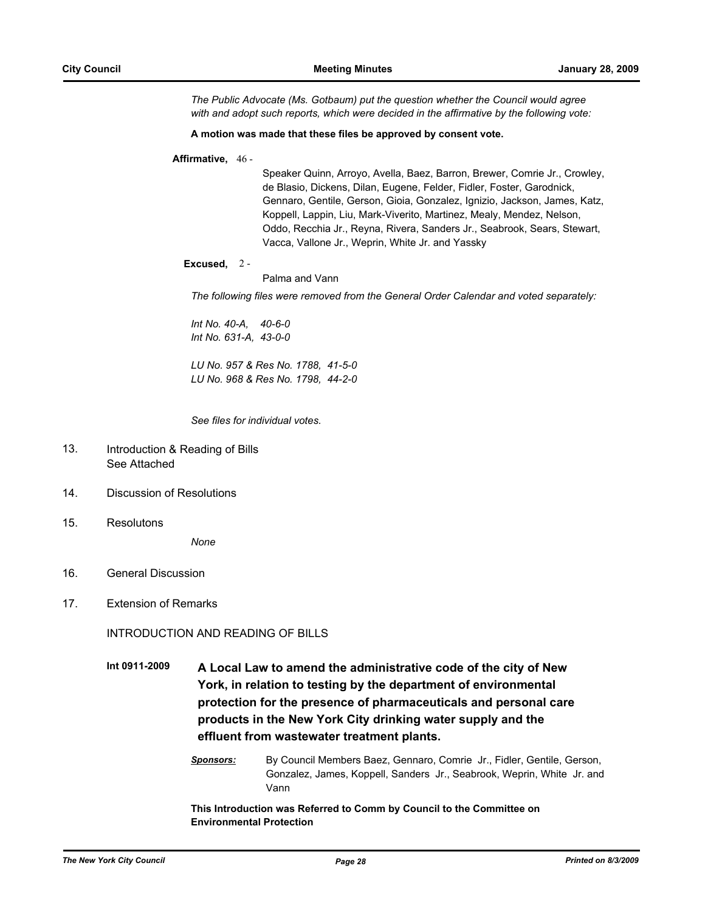*The Public Advocate (Ms. Gotbaum) put the question whether the Council would agree with and adopt such reports, which were decided in the affirmative by the following vote:*

**A motion was made that these files be approved by consent vote.**

**Affirmative,** 46 - Speaker Quinn, Arroyo, Avella, Baez, Barron, Brewer, Comrie Jr., Crowley, de Blasio, Dickens, Dilan, Eugene, Felder, Fidler, Foster, Garodnick, Gennaro, Gentile, Gerson, Gioia, Gonzalez, Ignizio, Jackson, James, Katz, Koppell, Lappin, Liu, Mark-Viverito, Martinez, Mealy, Mendez, Nelson, Oddo, Recchia Jr., Reyna, Rivera, Sanders Jr., Seabrook, Sears, Stewart, Vacca, Vallone Jr., Weprin, White Jr. and Yassky

**Excused,** 2 - Palma and Vann

*The following files were removed from the General Order Calendar and voted separately:*

*Int No. 40-A, 40-6-0*
*Int No. 631-A, 43-0-0*

*LU No. 957 & Res No. 1788, 41-5-0*
*LU No. 968 & Res No. 1798, 44-2-0*

*See files for individual votes.*

13. Introduction & Reading of Bills
    See Attached

14. Discussion of Resolutions

15. Resolutons

    *None*

16. General Discussion

17. Extension of Remarks

INTRODUCTION AND READING OF BILLS

**Int 0911-2009** **A Local Law to amend the administrative code of the city of New York, in relation to testing by the department of environmental protection for the presence of pharmaceuticals and personal care products in the New York City drinking water supply and the effluent from wastewater treatment plants.**

***Sponsors:*** By Council Members Baez, Gennaro, Comrie Jr., Fidler, Gentile, Gerson, Gonzalez, James, Koppell, Sanders Jr., Seabrook, Weprin, White Jr. and Vann

**This Introduction was Referred to Comm by Council to the Committee on Environmental Protection**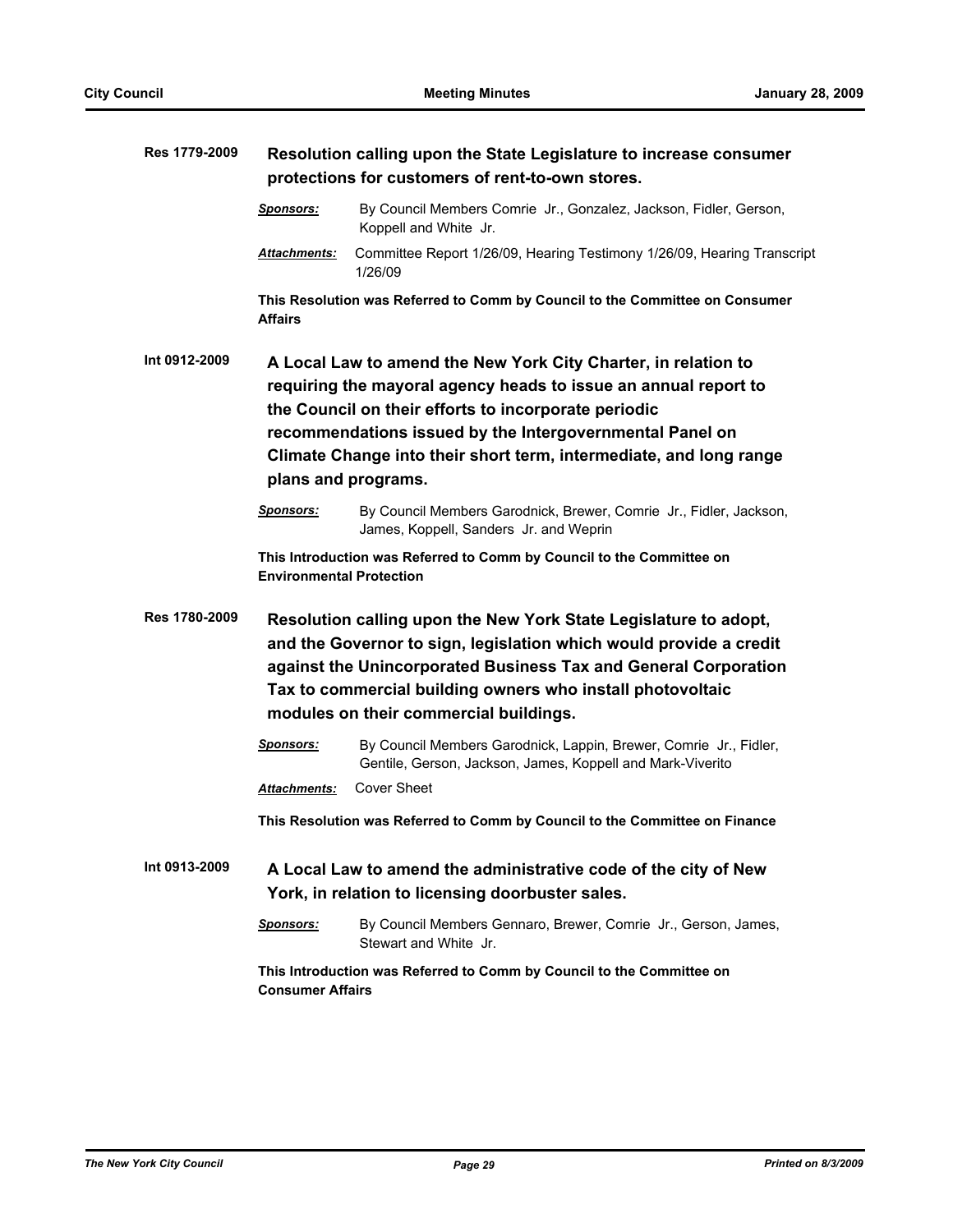**Res 1779-2009** **Resolution calling upon the State Legislature to increase consumer protections for customers of rent-to-own stores.**

***Sponsors:*** By Council Members Comrie Jr., Gonzalez, Jackson, Fidler, Gerson, Koppell and White Jr.

***Attachments:*** Committee Report 1/26/09, Hearing Testimony 1/26/09, Hearing Transcript 1/26/09

**This Resolution was Referred to Comm by Council to the Committee on Consumer Affairs**

**Int 0912-2009** **A Local Law to amend the New York City Charter, in relation to requiring the mayoral agency heads to issue an annual report to the Council on their efforts to incorporate periodic recommendations issued by the Intergovernmental Panel on Climate Change into their short term, intermediate, and long range plans and programs.**

***Sponsors:*** By Council Members Garodnick, Brewer, Comrie Jr., Fidler, Jackson, James, Koppell, Sanders Jr. and Weprin

**This Introduction was Referred to Comm by Council to the Committee on Environmental Protection**

**Res 1780-2009** **Resolution calling upon the New York State Legislature to adopt, and the Governor to sign, legislation which would provide a credit against the Unincorporated Business Tax and General Corporation Tax to commercial building owners who install photovoltaic modules on their commercial buildings.**

***Sponsors:*** By Council Members Garodnick, Lappin, Brewer, Comrie Jr., Fidler, Gentile, Gerson, Jackson, James, Koppell and Mark-Viverito

***Attachments:*** Cover Sheet

**This Resolution was Referred to Comm by Council to the Committee on Finance**

**Int 0913-2009** **A Local Law to amend the administrative code of the city of New York, in relation to licensing doorbuster sales.**

***Sponsors:*** By Council Members Gennaro, Brewer, Comrie Jr., Gerson, James, Stewart and White Jr.

**This Introduction was Referred to Comm by Council to the Committee on Consumer Affairs**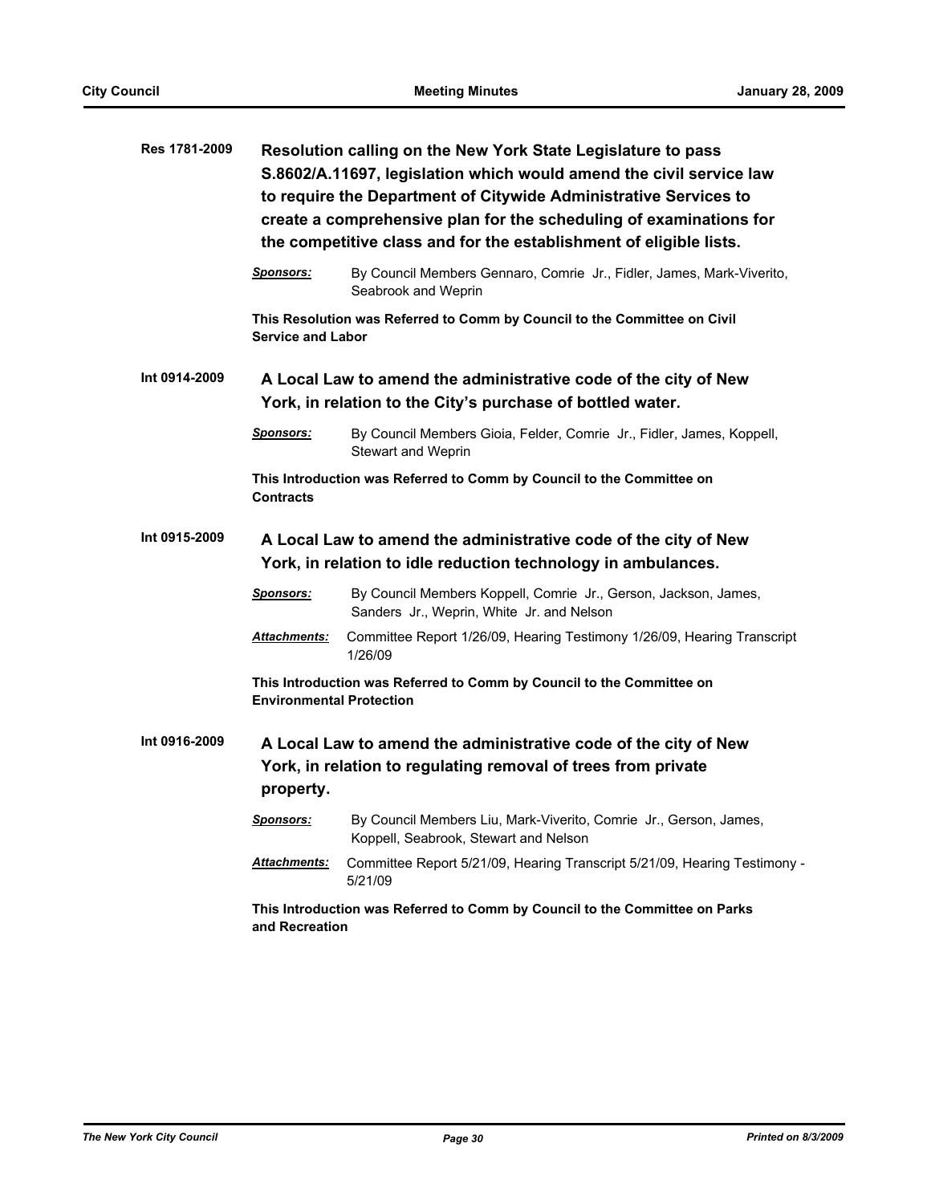**Res 1781-2009** **Resolution calling on the New York State Legislature to pass S.8602/A.11697, legislation which would amend the civil service law to require the Department of Citywide Administrative Services to create a comprehensive plan for the scheduling of examinations for the competitive class and for the establishment of eligible lists.**

***Sponsors:*** By Council Members Gennaro, Comrie Jr., Fidler, James, Mark-Viverito, Seabrook and Weprin

**This Resolution was Referred to Comm by Council to the Committee on Civil Service and Labor**

**Int 0914-2009** **A Local Law to amend the administrative code of the city of New York, in relation to the City's purchase of bottled water.**

***Sponsors:*** By Council Members Gioia, Felder, Comrie Jr., Fidler, James, Koppell, Stewart and Weprin

**This Introduction was Referred to Comm by Council to the Committee on Contracts**

**Int 0915-2009** **A Local Law to amend the administrative code of the city of New York, in relation to idle reduction technology in ambulances.**

***Sponsors:*** By Council Members Koppell, Comrie Jr., Gerson, Jackson, James, Sanders Jr., Weprin, White Jr. and Nelson

***Attachments:*** Committee Report 1/26/09, Hearing Testimony 1/26/09, Hearing Transcript 1/26/09

**This Introduction was Referred to Comm by Council to the Committee on Environmental Protection**

**Int 0916-2009** **A Local Law to amend the administrative code of the city of New York, in relation to regulating removal of trees from private property.**

***Sponsors:*** By Council Members Liu, Mark-Viverito, Comrie Jr., Gerson, James, Koppell, Seabrook, Stewart and Nelson

***Attachments:*** Committee Report 5/21/09, Hearing Transcript 5/21/09, Hearing Testimony - 5/21/09

**This Introduction was Referred to Comm by Council to the Committee on Parks and Recreation**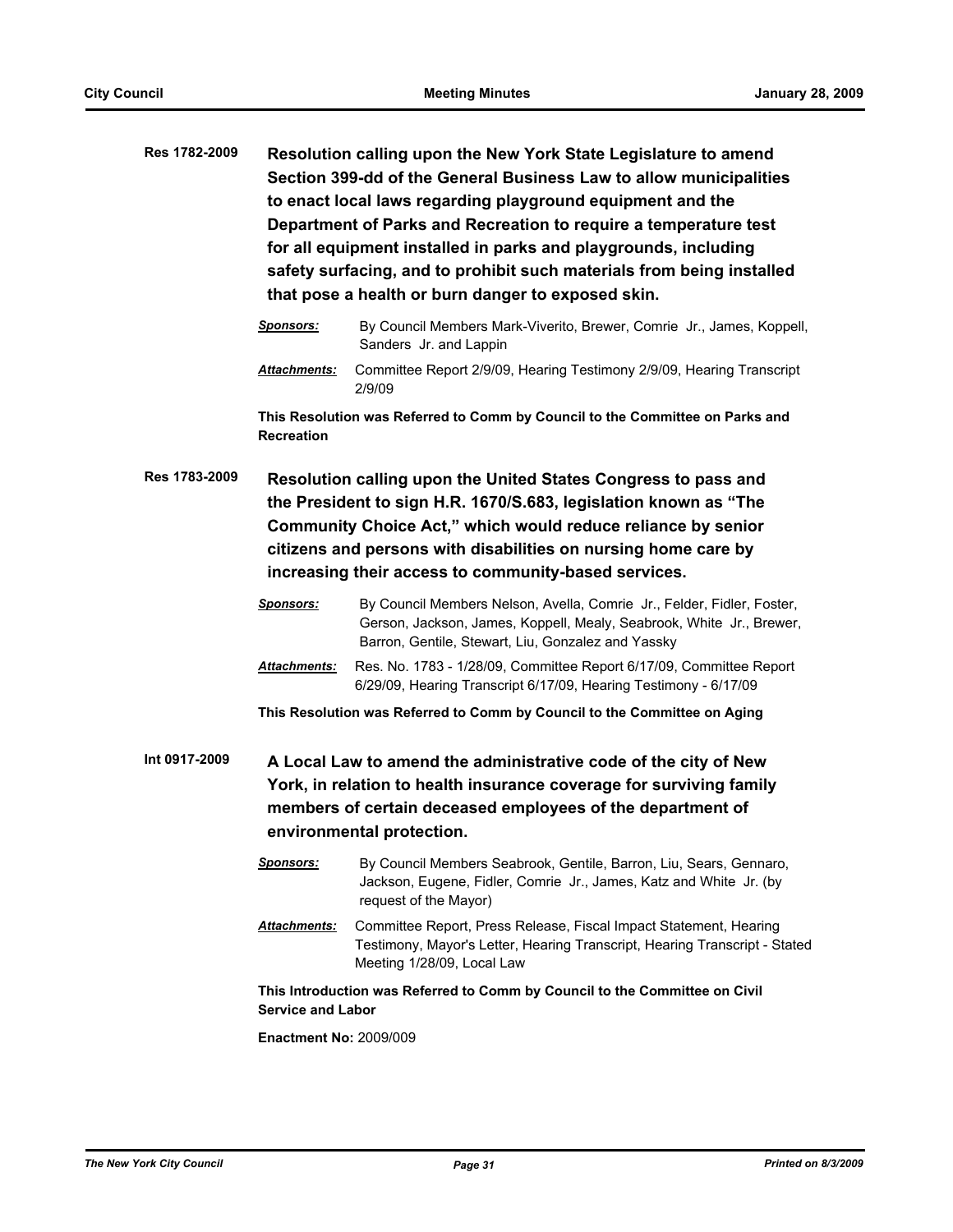**Res 1782-2009** **Resolution calling upon the New York State Legislature to amend Section 399-dd of the General Business Law to allow municipalities to enact local laws regarding playground equipment and the Department of Parks and Recreation to require a temperature test for all equipment installed in parks and playgrounds, including safety surfacing, and to prohibit such materials from being installed that pose a health or burn danger to exposed skin.**

***Sponsors:*** By Council Members Mark-Viverito, Brewer, Comrie Jr., James, Koppell, Sanders Jr. and Lappin

***Attachments:*** Committee Report 2/9/09, Hearing Testimony 2/9/09, Hearing Transcript 2/9/09

**This Resolution was Referred to Comm by Council to the Committee on Parks and Recreation**

**Res 1783-2009** **Resolution calling upon the United States Congress to pass and the President to sign H.R. 1670/S.683, legislation known as "The Community Choice Act," which would reduce reliance by senior citizens and persons with disabilities on nursing home care by increasing their access to community-based services.**

***Sponsors:*** By Council Members Nelson, Avella, Comrie Jr., Felder, Fidler, Foster, Gerson, Jackson, James, Koppell, Mealy, Seabrook, White Jr., Brewer, Barron, Gentile, Stewart, Liu, Gonzalez and Yassky

***Attachments:*** Res. No. 1783 - 1/28/09, Committee Report 6/17/09, Committee Report 6/29/09, Hearing Transcript 6/17/09, Hearing Testimony - 6/17/09

**This Resolution was Referred to Comm by Council to the Committee on Aging**

**Int 0917-2009** **A Local Law to amend the administrative code of the city of New York, in relation to health insurance coverage for surviving family members of certain deceased employees of the department of environmental protection.**

***Sponsors:*** By Council Members Seabrook, Gentile, Barron, Liu, Sears, Gennaro, Jackson, Eugene, Fidler, Comrie Jr., James, Katz and White Jr. (by request of the Mayor)

***Attachments:*** Committee Report, Press Release, Fiscal Impact Statement, Hearing Testimony, Mayor's Letter, Hearing Transcript, Hearing Transcript - Stated Meeting 1/28/09, Local Law

**This Introduction was Referred to Comm by Council to the Committee on Civil Service and Labor**

**Enactment No:** 2009/009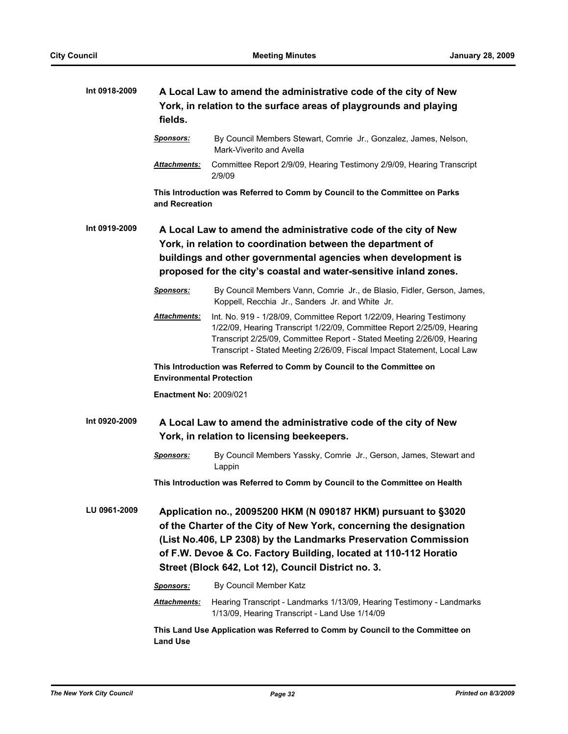**Int 0918-2009** **A Local Law to amend the administrative code of the city of New York, in relation to the surface areas of playgrounds and playing fields.**

***Sponsors:*** By Council Members Stewart, Comrie Jr., Gonzalez, James, Nelson, Mark-Viverito and Avella

***Attachments:*** Committee Report 2/9/09, Hearing Testimony 2/9/09, Hearing Transcript 2/9/09

**This Introduction was Referred to Comm by Council to the Committee on Parks and Recreation**

**Int 0919-2009** **A Local Law to amend the administrative code of the city of New York, in relation to coordination between the department of buildings and other governmental agencies when development is proposed for the city's coastal and water-sensitive inland zones.**

***Sponsors:*** By Council Members Vann, Comrie Jr., de Blasio, Fidler, Gerson, James, Koppell, Recchia Jr., Sanders Jr. and White Jr.

***Attachments:*** Int. No. 919 - 1/28/09, Committee Report 1/22/09, Hearing Testimony 1/22/09, Hearing Transcript 1/22/09, Committee Report 2/25/09, Hearing Transcript 2/25/09, Committee Report - Stated Meeting 2/26/09, Hearing Transcript - Stated Meeting 2/26/09, Fiscal Impact Statement, Local Law

**This Introduction was Referred to Comm by Council to the Committee on Environmental Protection**

**Enactment No:** 2009/021

**Int 0920-2009** **A Local Law to amend the administrative code of the city of New York, in relation to licensing beekeepers.**

***Sponsors:*** By Council Members Yassky, Comrie Jr., Gerson, James, Stewart and Lappin

**This Introduction was Referred to Comm by Council to the Committee on Health**

**LU 0961-2009** **Application no., 20095200 HKM (N 090187 HKM) pursuant to §3020 of the Charter of the City of New York, concerning the designation (List No.406, LP 2308) by the Landmarks Preservation Commission of F.W. Devoe & Co. Factory Building, located at 110-112 Horatio Street (Block 642, Lot 12), Council District no. 3.**

***Sponsors:*** By Council Member Katz

***Attachments:*** Hearing Transcript - Landmarks 1/13/09, Hearing Testimony - Landmarks 1/13/09, Hearing Transcript - Land Use 1/14/09

**This Land Use Application was Referred to Comm by Council to the Committee on Land Use**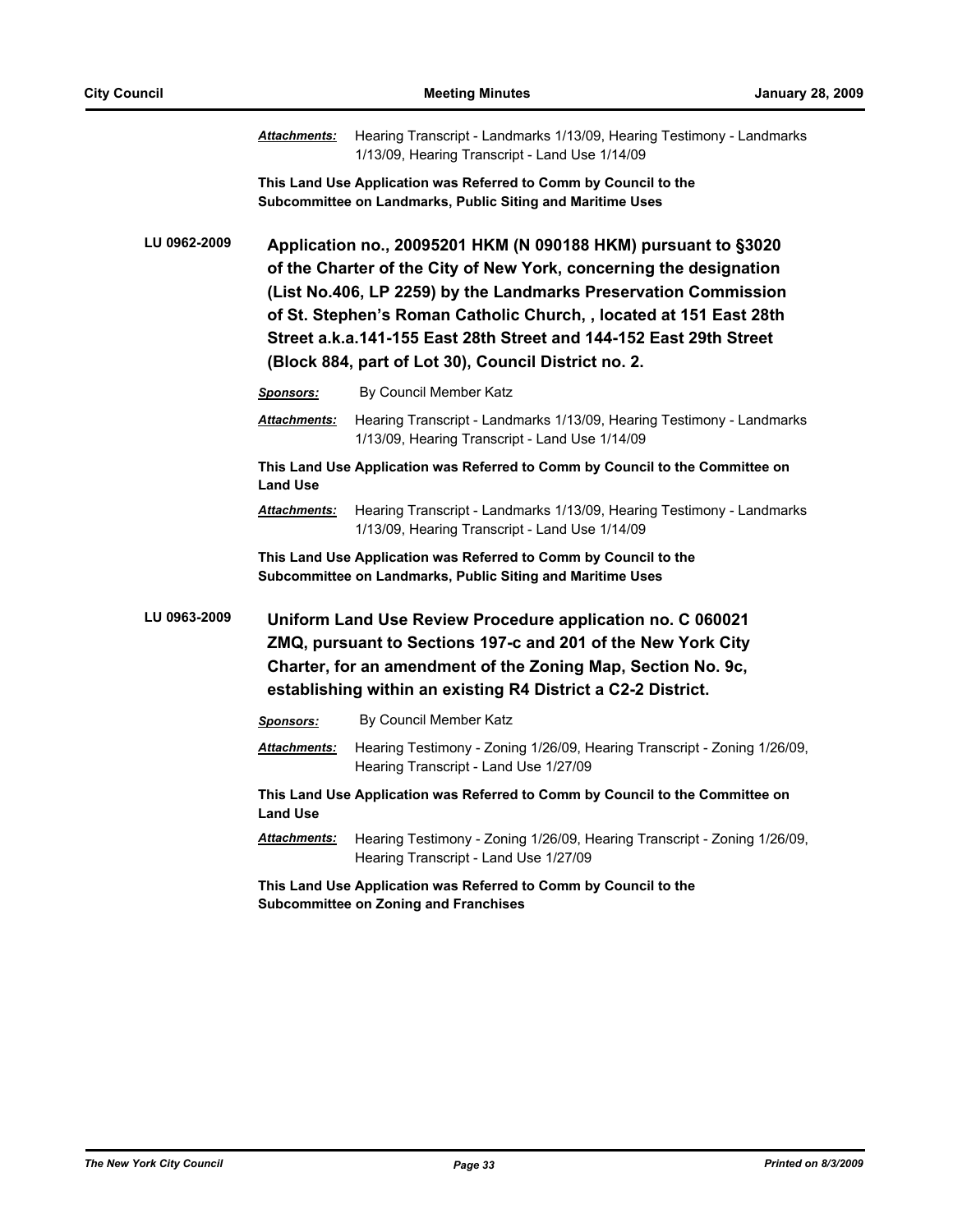***Attachments:*** Hearing Transcript - Landmarks 1/13/09, Hearing Testimony - Landmarks 1/13/09, Hearing Transcript - Land Use 1/14/09

**This Land Use Application was Referred to Comm by Council to the Subcommittee on Landmarks, Public Siting and Maritime Uses**

**LU 0962-2009** **Application no., 20095201 HKM (N 090188 HKM) pursuant to §3020 of the Charter of the City of New York, concerning the designation (List No.406, LP 2259) by the Landmarks Preservation Commission of St. Stephen's Roman Catholic Church, , located at 151 East 28th Street a.k.a.141-155 East 28th Street and 144-152 East 29th Street (Block 884, part of Lot 30), Council District no. 2.**

***Sponsors:*** By Council Member Katz

***Attachments:*** Hearing Transcript - Landmarks 1/13/09, Hearing Testimony - Landmarks 1/13/09, Hearing Transcript - Land Use 1/14/09

**This Land Use Application was Referred to Comm by Council to the Committee on Land Use**

***Attachments:*** Hearing Transcript - Landmarks 1/13/09, Hearing Testimony - Landmarks 1/13/09, Hearing Transcript - Land Use 1/14/09

**This Land Use Application was Referred to Comm by Council to the Subcommittee on Landmarks, Public Siting and Maritime Uses**

**LU 0963-2009** **Uniform Land Use Review Procedure application no. C 060021 ZMQ, pursuant to Sections 197-c and 201 of the New York City Charter, for an amendment of the Zoning Map, Section No. 9c, establishing within an existing R4 District a C2-2 District.**

***Sponsors:*** By Council Member Katz

***Attachments:*** Hearing Testimony - Zoning 1/26/09, Hearing Transcript - Zoning 1/26/09, Hearing Transcript - Land Use 1/27/09

**This Land Use Application was Referred to Comm by Council to the Committee on Land Use**

***Attachments:*** Hearing Testimony - Zoning 1/26/09, Hearing Transcript - Zoning 1/26/09, Hearing Transcript - Land Use 1/27/09

**This Land Use Application was Referred to Comm by Council to the Subcommittee on Zoning and Franchises**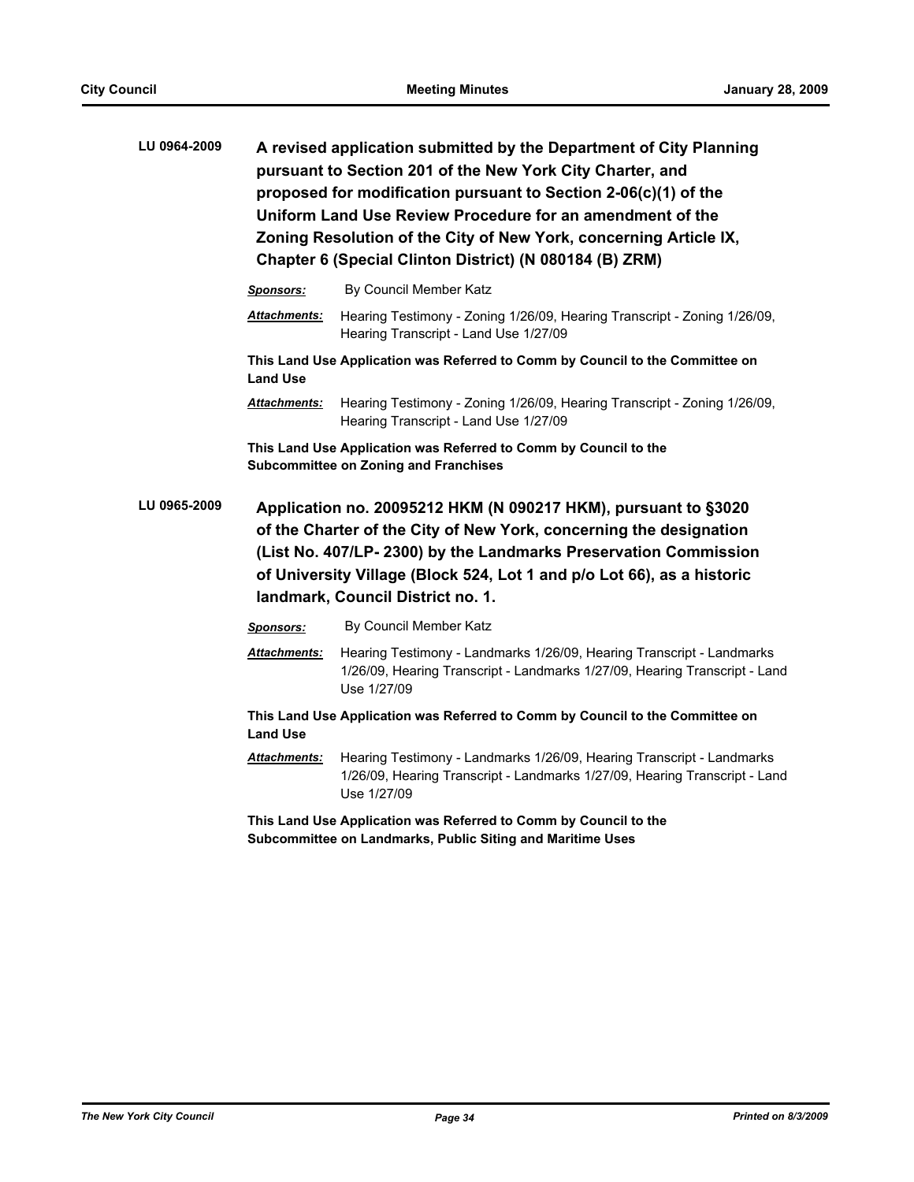**LU 0964-2009** **A revised application submitted by the Department of City Planning pursuant to Section 201 of the New York City Charter, and proposed for modification pursuant to Section 2-06(c)(1) of the Uniform Land Use Review Procedure for an amendment of the Zoning Resolution of the City of New York, concerning Article IX, Chapter 6 (Special Clinton District) (N 080184 (B) ZRM)**

***Sponsors:*** By Council Member Katz

***Attachments:*** Hearing Testimony - Zoning 1/26/09, Hearing Transcript - Zoning 1/26/09, Hearing Transcript - Land Use 1/27/09

**This Land Use Application was Referred to Comm by Council to the Committee on Land Use**

***Attachments:*** Hearing Testimony - Zoning 1/26/09, Hearing Transcript - Zoning 1/26/09, Hearing Transcript - Land Use 1/27/09

**This Land Use Application was Referred to Comm by Council to the Subcommittee on Zoning and Franchises**

**LU 0965-2009** **Application no. 20095212 HKM (N 090217 HKM), pursuant to §3020 of the Charter of the City of New York, concerning the designation (List No. 407/LP- 2300) by the Landmarks Preservation Commission of University Village (Block 524, Lot 1 and p/o Lot 66), as a historic landmark, Council District no. 1.**

***Sponsors:*** By Council Member Katz

***Attachments:*** Hearing Testimony - Landmarks 1/26/09, Hearing Transcript - Landmarks 1/26/09, Hearing Transcript - Landmarks 1/27/09, Hearing Transcript - Land Use 1/27/09

**This Land Use Application was Referred to Comm by Council to the Committee on Land Use**

***Attachments:*** Hearing Testimony - Landmarks 1/26/09, Hearing Transcript - Landmarks 1/26/09, Hearing Transcript - Landmarks 1/27/09, Hearing Transcript - Land Use 1/27/09

**This Land Use Application was Referred to Comm by Council to the Subcommittee on Landmarks, Public Siting and Maritime Uses**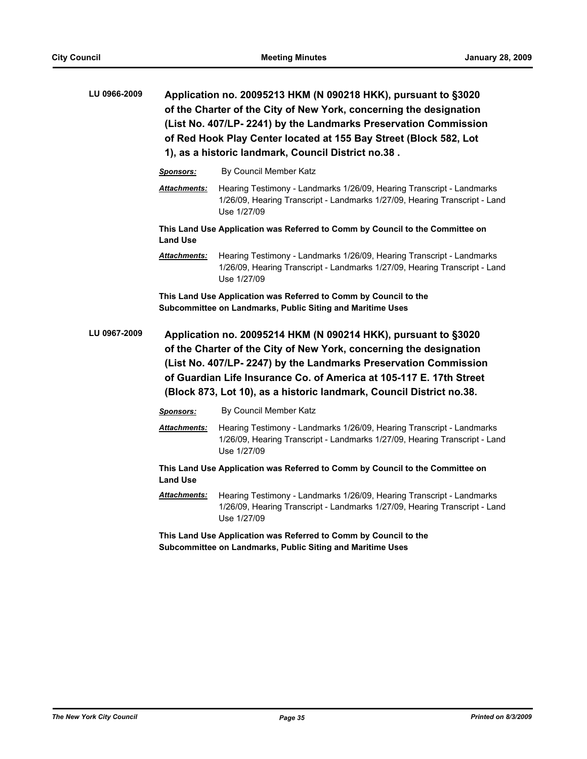**LU 0966-2009** **Application no. 20095213 HKM (N 090218 HKK), pursuant to §3020 of the Charter of the City of New York, concerning the designation (List No. 407/LP- 2241) by the Landmarks Preservation Commission of Red Hook Play Center located at 155 Bay Street (Block 582, Lot 1), as a historic landmark, Council District no.38 .**

***Sponsors:*** By Council Member Katz

***Attachments:*** Hearing Testimony - Landmarks 1/26/09, Hearing Transcript - Landmarks 1/26/09, Hearing Transcript - Landmarks 1/27/09, Hearing Transcript - Land Use 1/27/09

**This Land Use Application was Referred to Comm by Council to the Committee on Land Use**

***Attachments:*** Hearing Testimony - Landmarks 1/26/09, Hearing Transcript - Landmarks 1/26/09, Hearing Transcript - Landmarks 1/27/09, Hearing Transcript - Land Use 1/27/09

**This Land Use Application was Referred to Comm by Council to the Subcommittee on Landmarks, Public Siting and Maritime Uses**

**LU 0967-2009** **Application no. 20095214 HKM (N 090214 HKK), pursuant to §3020 of the Charter of the City of New York, concerning the designation (List No. 407/LP- 2247) by the Landmarks Preservation Commission of Guardian Life Insurance Co. of America at 105-117 E. 17th Street (Block 873, Lot 10), as a historic landmark, Council District no.38.**

***Sponsors:*** By Council Member Katz

***Attachments:*** Hearing Testimony - Landmarks 1/26/09, Hearing Transcript - Landmarks 1/26/09, Hearing Transcript - Landmarks 1/27/09, Hearing Transcript - Land Use 1/27/09

**This Land Use Application was Referred to Comm by Council to the Committee on Land Use**

***Attachments:*** Hearing Testimony - Landmarks 1/26/09, Hearing Transcript - Landmarks 1/26/09, Hearing Transcript - Landmarks 1/27/09, Hearing Transcript - Land Use 1/27/09

**This Land Use Application was Referred to Comm by Council to the Subcommittee on Landmarks, Public Siting and Maritime Uses**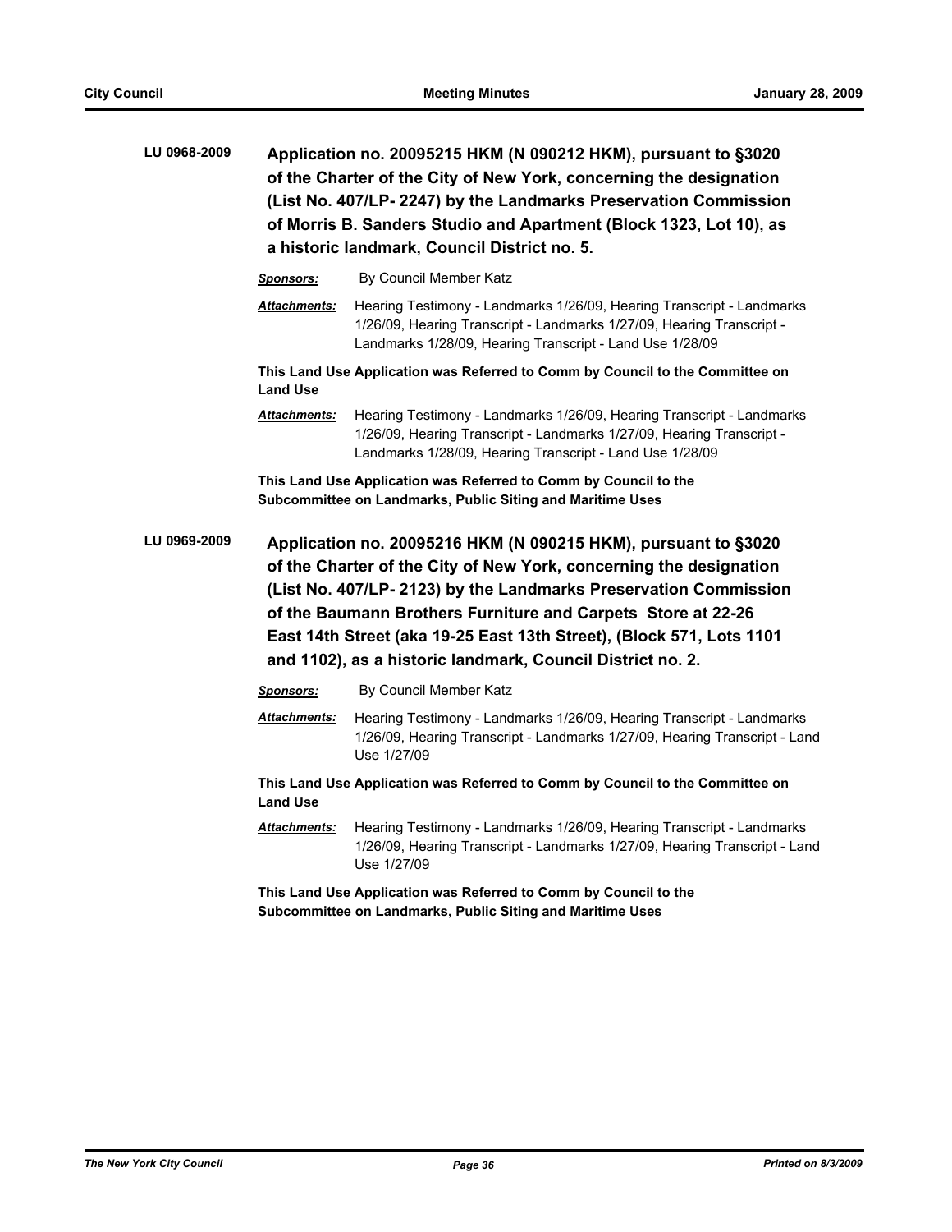**LU 0968-2009** **Application no. 20095215 HKM (N 090212 HKM), pursuant to §3020 of the Charter of the City of New York, concerning the designation (List No. 407/LP- 2247) by the Landmarks Preservation Commission of Morris B. Sanders Studio and Apartment (Block 1323, Lot 10), as a historic landmark, Council District no. 5.**

***Sponsors:*** By Council Member Katz

***Attachments:*** Hearing Testimony - Landmarks 1/26/09, Hearing Transcript - Landmarks 1/26/09, Hearing Transcript - Landmarks 1/27/09, Hearing Transcript - Landmarks 1/28/09, Hearing Transcript - Land Use 1/28/09

**This Land Use Application was Referred to Comm by Council to the Committee on Land Use**

***Attachments:*** Hearing Testimony - Landmarks 1/26/09, Hearing Transcript - Landmarks 1/26/09, Hearing Transcript - Landmarks 1/27/09, Hearing Transcript - Landmarks 1/28/09, Hearing Transcript - Land Use 1/28/09

**This Land Use Application was Referred to Comm by Council to the Subcommittee on Landmarks, Public Siting and Maritime Uses**

**LU 0969-2009** **Application no. 20095216 HKM (N 090215 HKM), pursuant to §3020 of the Charter of the City of New York, concerning the designation (List No. 407/LP- 2123) by the Landmarks Preservation Commission of the Baumann Brothers Furniture and Carpets Store at 22-26 East 14th Street (aka 19-25 East 13th Street), (Block 571, Lots 1101 and 1102), as a historic landmark, Council District no. 2.**

***Sponsors:*** By Council Member Katz

***Attachments:*** Hearing Testimony - Landmarks 1/26/09, Hearing Transcript - Landmarks 1/26/09, Hearing Transcript - Landmarks 1/27/09, Hearing Transcript - Land Use 1/27/09

**This Land Use Application was Referred to Comm by Council to the Committee on Land Use**

***Attachments:*** Hearing Testimony - Landmarks 1/26/09, Hearing Transcript - Landmarks 1/26/09, Hearing Transcript - Landmarks 1/27/09, Hearing Transcript - Land Use 1/27/09

**This Land Use Application was Referred to Comm by Council to the Subcommittee on Landmarks, Public Siting and Maritime Uses**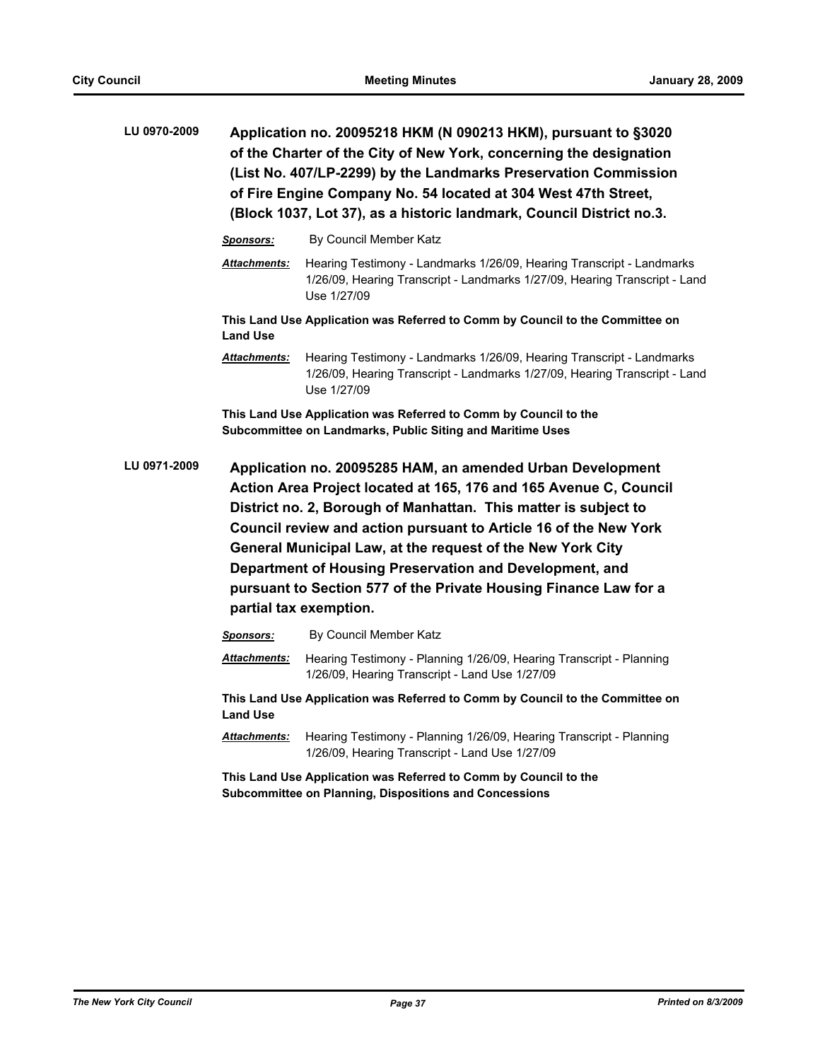**LU 0970-2009** **Application no. 20095218 HKM (N 090213 HKM), pursuant to §3020 of the Charter of the City of New York, concerning the designation (List No. 407/LP-2299) by the Landmarks Preservation Commission of Fire Engine Company No. 54 located at 304 West 47th Street, (Block 1037, Lot 37), as a historic landmark, Council District no.3.**

***Sponsors:*** By Council Member Katz

***Attachments:*** Hearing Testimony - Landmarks 1/26/09, Hearing Transcript - Landmarks 1/26/09, Hearing Transcript - Landmarks 1/27/09, Hearing Transcript - Land Use 1/27/09

**This Land Use Application was Referred to Comm by Council to the Committee on Land Use**

***Attachments:*** Hearing Testimony - Landmarks 1/26/09, Hearing Transcript - Landmarks 1/26/09, Hearing Transcript - Landmarks 1/27/09, Hearing Transcript - Land Use 1/27/09

**This Land Use Application was Referred to Comm by Council to the Subcommittee on Landmarks, Public Siting and Maritime Uses**

**LU 0971-2009** **Application no. 20095285 HAM, an amended Urban Development Action Area Project located at 165, 176 and 165 Avenue C, Council District no. 2, Borough of Manhattan. This matter is subject to Council review and action pursuant to Article 16 of the New York General Municipal Law, at the request of the New York City Department of Housing Preservation and Development, and pursuant to Section 577 of the Private Housing Finance Law for a partial tax exemption.**

***Sponsors:*** By Council Member Katz

***Attachments:*** Hearing Testimony - Planning 1/26/09, Hearing Transcript - Planning 1/26/09, Hearing Transcript - Land Use 1/27/09

**This Land Use Application was Referred to Comm by Council to the Committee on Land Use**

***Attachments:*** Hearing Testimony - Planning 1/26/09, Hearing Transcript - Planning 1/26/09, Hearing Transcript - Land Use 1/27/09

**This Land Use Application was Referred to Comm by Council to the Subcommittee on Planning, Dispositions and Concessions**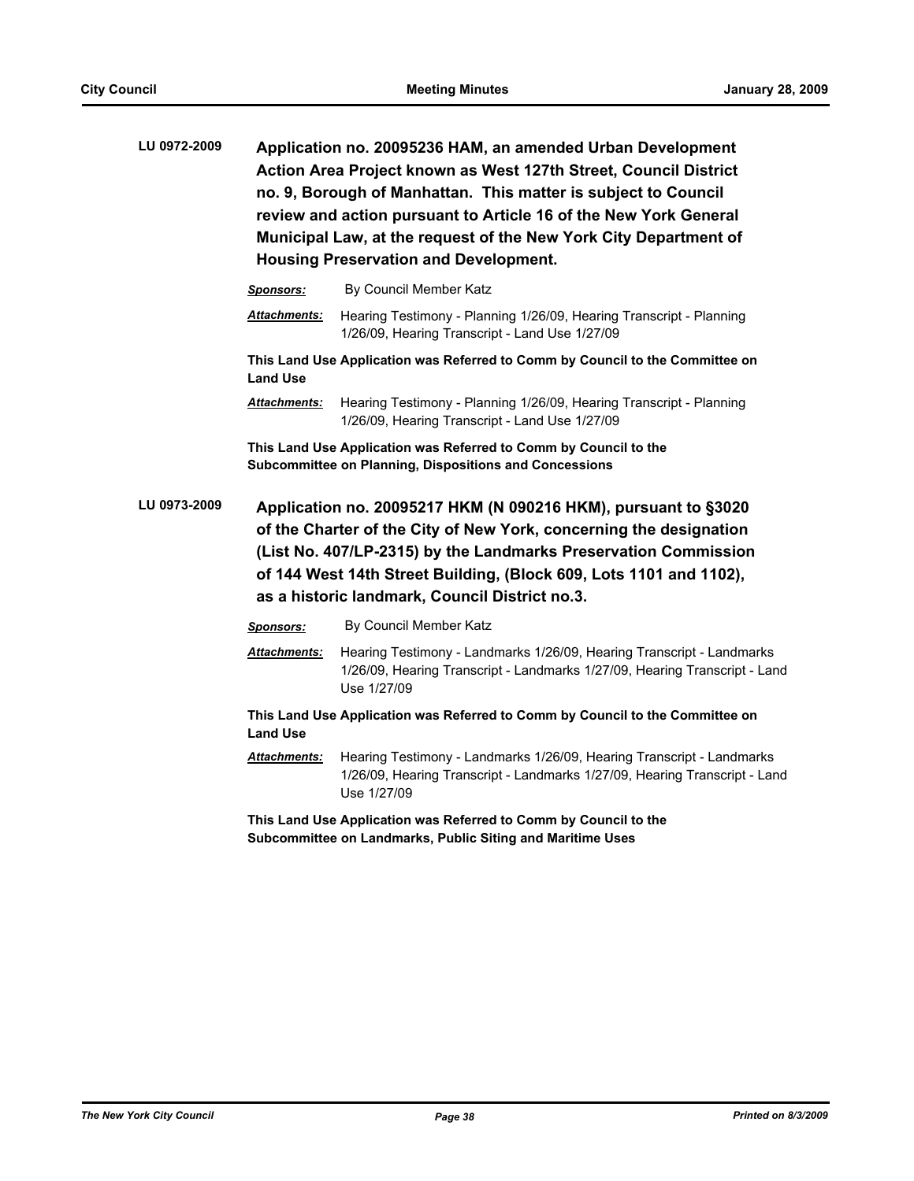**LU 0972-2009** **Application no. 20095236 HAM, an amended Urban Development Action Area Project known as West 127th Street, Council District no. 9, Borough of Manhattan. This matter is subject to Council review and action pursuant to Article 16 of the New York General Municipal Law, at the request of the New York City Department of Housing Preservation and Development.**

***Sponsors:*** By Council Member Katz

***Attachments:*** Hearing Testimony - Planning 1/26/09, Hearing Transcript - Planning 1/26/09, Hearing Transcript - Land Use 1/27/09

**This Land Use Application was Referred to Comm by Council to the Committee on Land Use**

***Attachments:*** Hearing Testimony - Planning 1/26/09, Hearing Transcript - Planning 1/26/09, Hearing Transcript - Land Use 1/27/09

**This Land Use Application was Referred to Comm by Council to the Subcommittee on Planning, Dispositions and Concessions**

**LU 0973-2009** **Application no. 20095217 HKM (N 090216 HKM), pursuant to §3020 of the Charter of the City of New York, concerning the designation (List No. 407/LP-2315) by the Landmarks Preservation Commission of 144 West 14th Street Building, (Block 609, Lots 1101 and 1102), as a historic landmark, Council District no.3.**

***Sponsors:*** By Council Member Katz

***Attachments:*** Hearing Testimony - Landmarks 1/26/09, Hearing Transcript - Landmarks 1/26/09, Hearing Transcript - Landmarks 1/27/09, Hearing Transcript - Land Use 1/27/09

**This Land Use Application was Referred to Comm by Council to the Committee on Land Use**

***Attachments:*** Hearing Testimony - Landmarks 1/26/09, Hearing Transcript - Landmarks 1/26/09, Hearing Transcript - Landmarks 1/27/09, Hearing Transcript - Land Use 1/27/09

**This Land Use Application was Referred to Comm by Council to the Subcommittee on Landmarks, Public Siting and Maritime Uses**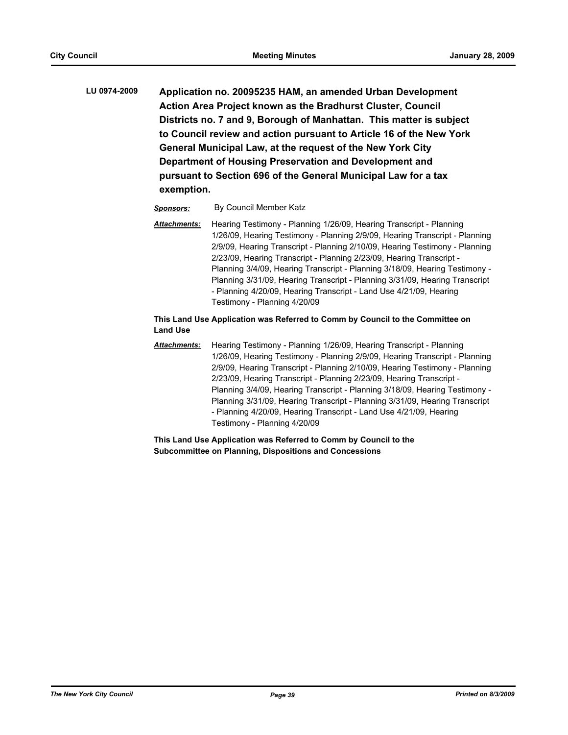**LU 0974-2009** **Application no. 20095235 HAM, an amended Urban Development Action Area Project known as the Bradhurst Cluster, Council Districts no. 7 and 9, Borough of Manhattan. This matter is subject to Council review and action pursuant to Article 16 of the New York General Municipal Law, at the request of the New York City Department of Housing Preservation and Development and pursuant to Section 696 of the General Municipal Law for a tax exemption.**

***Sponsors:*** By Council Member Katz

***Attachments:*** Hearing Testimony - Planning 1/26/09, Hearing Transcript - Planning 1/26/09, Hearing Testimony - Planning 2/9/09, Hearing Transcript - Planning 2/9/09, Hearing Transcript - Planning 2/10/09, Hearing Testimony - Planning 2/23/09, Hearing Transcript - Planning 2/23/09, Hearing Transcript - Planning 3/4/09, Hearing Transcript - Planning 3/18/09, Hearing Testimony - Planning 3/31/09, Hearing Transcript - Planning 3/31/09, Hearing Transcript - Planning 4/20/09, Hearing Transcript - Land Use 4/21/09, Hearing Testimony - Planning 4/20/09

**This Land Use Application was Referred to Comm by Council to the Committee on Land Use**

***Attachments:*** Hearing Testimony - Planning 1/26/09, Hearing Transcript - Planning 1/26/09, Hearing Testimony - Planning 2/9/09, Hearing Transcript - Planning 2/9/09, Hearing Transcript - Planning 2/10/09, Hearing Testimony - Planning 2/23/09, Hearing Transcript - Planning 2/23/09, Hearing Transcript - Planning 3/4/09, Hearing Transcript - Planning 3/18/09, Hearing Testimony - Planning 3/31/09, Hearing Transcript - Planning 3/31/09, Hearing Transcript - Planning 4/20/09, Hearing Transcript - Land Use 4/21/09, Hearing Testimony - Planning 4/20/09

**This Land Use Application was Referred to Comm by Council to the Subcommittee on Planning, Dispositions and Concessions**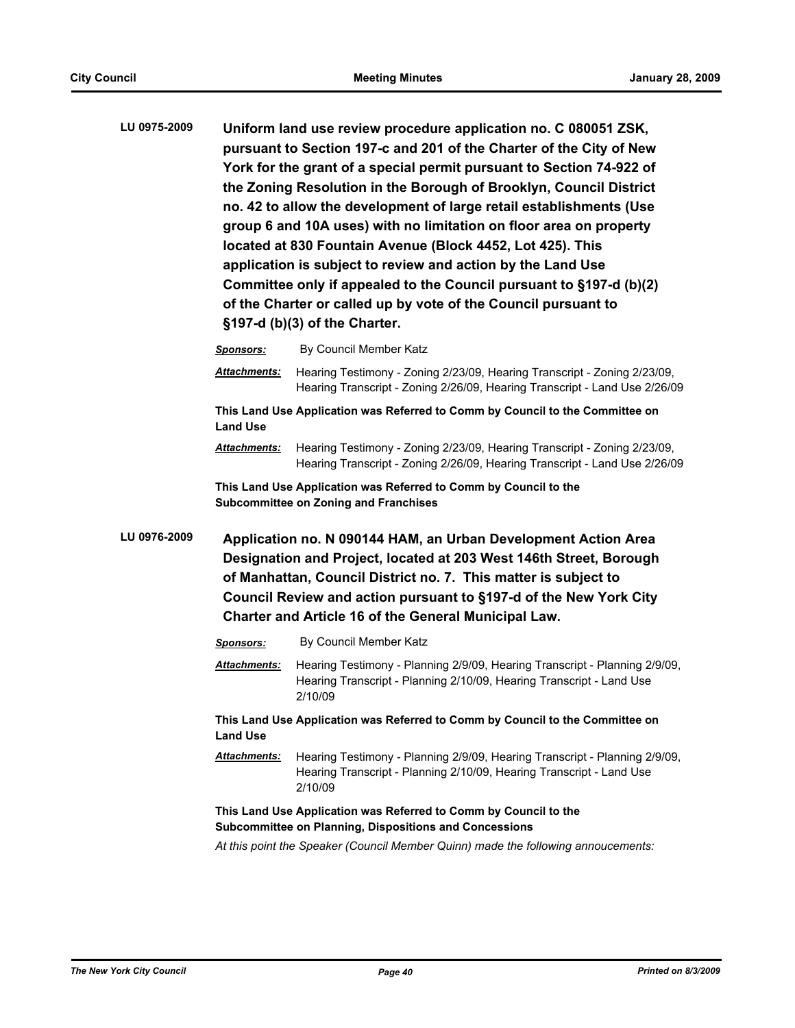**LU 0975-2009** **Uniform land use review procedure application no. C 080051 ZSK, pursuant to Section 197-c and 201 of the Charter of the City of New York for the grant of a special permit pursuant to Section 74-922 of the Zoning Resolution in the Borough of Brooklyn, Council District no. 42 to allow the development of large retail establishments (Use group 6 and 10A uses) with no limitation on floor area on property located at 830 Fountain Avenue (Block 4452, Lot 425). This application is subject to review and action by the Land Use Committee only if appealed to the Council pursuant to §197-d (b)(2) of the Charter or called up by vote of the Council pursuant to §197-d (b)(3) of the Charter.**

***Sponsors:*** By Council Member Katz

***Attachments:*** Hearing Testimony - Zoning 2/23/09, Hearing Transcript - Zoning 2/23/09, Hearing Transcript - Zoning 2/26/09, Hearing Transcript - Land Use 2/26/09

**This Land Use Application was Referred to Comm by Council to the Committee on Land Use**

***Attachments:*** Hearing Testimony - Zoning 2/23/09, Hearing Transcript - Zoning 2/23/09, Hearing Transcript - Zoning 2/26/09, Hearing Transcript - Land Use 2/26/09

**This Land Use Application was Referred to Comm by Council to the Subcommittee on Zoning and Franchises**

**LU 0976-2009** **Application no. N 090144 HAM, an Urban Development Action Area Designation and Project, located at 203 West 146th Street, Borough of Manhattan, Council District no. 7. This matter is subject to Council Review and action pursuant to §197-d of the New York City Charter and Article 16 of the General Municipal Law.**

***Sponsors:*** By Council Member Katz

***Attachments:*** Hearing Testimony - Planning 2/9/09, Hearing Transcript - Planning 2/9/09, Hearing Transcript - Planning 2/10/09, Hearing Transcript - Land Use 2/10/09

**This Land Use Application was Referred to Comm by Council to the Committee on Land Use**

***Attachments:*** Hearing Testimony - Planning 2/9/09, Hearing Transcript - Planning 2/9/09, Hearing Transcript - Planning 2/10/09, Hearing Transcript - Land Use 2/10/09

**This Land Use Application was Referred to Comm by Council to the Subcommittee on Planning, Dispositions and Concessions**

*At this point the Speaker (Council Member Quinn) made the following annoucements:*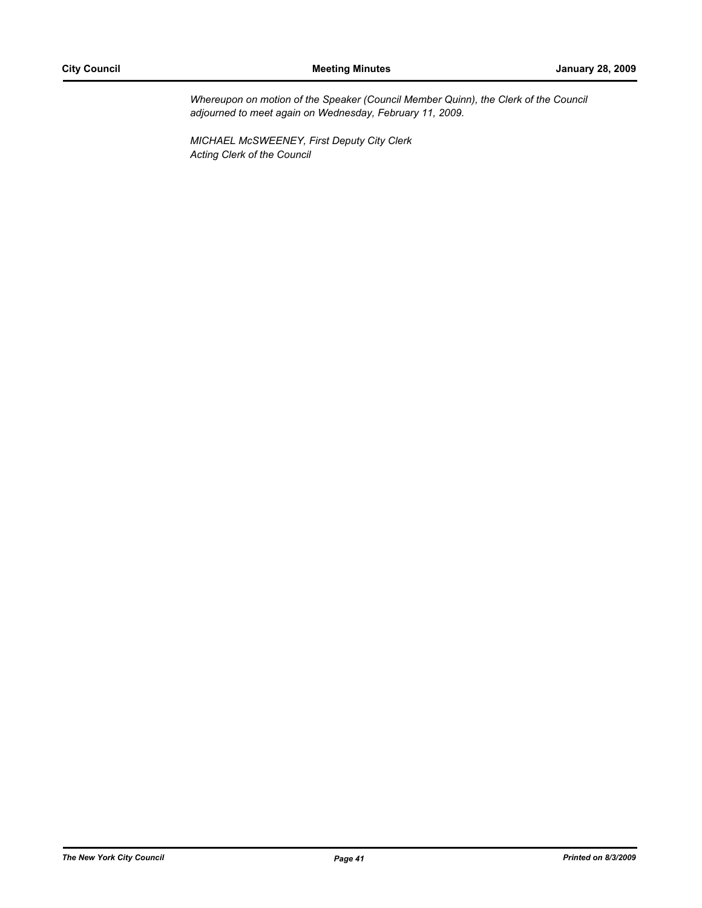*Whereupon on motion of the Speaker (Council Member Quinn), the Clerk of the Council adjourned to meet again on Wednesday, February 11, 2009.*

*MICHAEL McSWEENEY, First Deputy City Clerk*
*Acting Clerk of the Council*